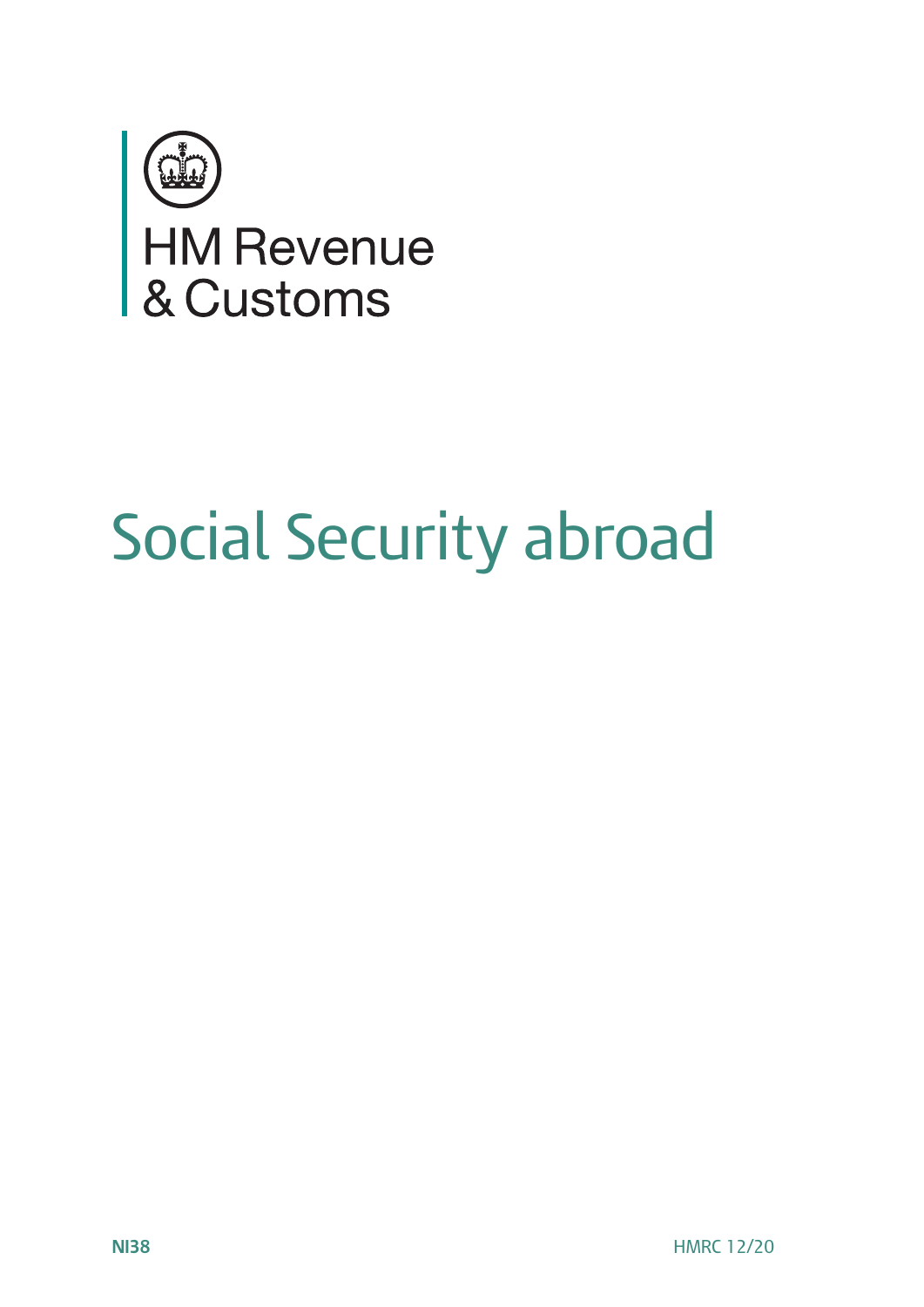HM Revenue & Customs

# Social Security abroad

**NI38** HMRC 12/20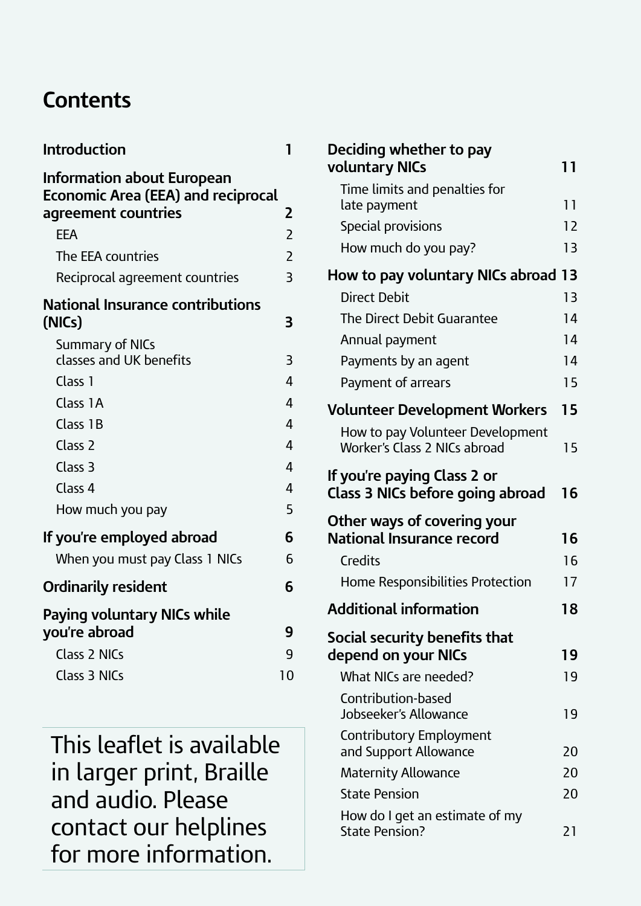# Contents

| | |
|---|---|
| **Introduction** | **1** |
| **Information about European Economic Area (EEA) and reciprocal agreement countries** | **2** |
| EEA | 2 |
| The EEA countries | 2 |
| Reciprocal agreement countries | 3 |
| **National Insurance contributions (NICs)** | **3** |
| Summary of NICs classes and UK benefits | 3 |
| Class 1 | 4 |
| Class 1A | 4 |
| Class 1B | 4 |
| Class 2 | 4 |
| Class 3 | 4 |
| Class 4 | 4 |
| How much you pay | 5 |
| **If you're employed abroad** | **6** |
| When you must pay Class 1 NICs | 6 |
| **Ordinarily resident** | **6** |
| **Paying voluntary NICs while you're abroad** | **9** |
| Class 2 NICs | 9 |
| Class 3 NICs | 10 |
| **Deciding whether to pay voluntary NICs** | **11** |
| Time limits and penalties for late payment | 11 |
| Special provisions | 12 |
| How much do you pay? | 13 |
| **How to pay voluntary NICs abroad** | **13** |
| Direct Debit | 13 |
| The Direct Debit Guarantee | 14 |
| Annual payment | 14 |
| Payments by an agent | 14 |
| Payment of arrears | 15 |
| **Volunteer Development Workers** | **15** |
| How to pay Volunteer Development Worker's Class 2 NICs abroad | 15 |
| **If you're paying Class 2 or Class 3 NICs before going abroad** | **16** |
| **Other ways of covering your National Insurance record** | **16** |
| Credits | 16 |
| Home Responsibilities Protection | 17 |
| **Additional information** | **18** |
| **Social security benefits that depend on your NICs** | **19** |
| What NICs are needed? | 19 |
| Contribution-based Jobseeker's Allowance | 19 |
| Contributory Employment and Support Allowance | 20 |
| Maternity Allowance | 20 |
| State Pension | 20 |
| How do I get an estimate of my State Pension? | 21 |

This leaflet is available in larger print, Braille and audio. Please contact our helplines for more information.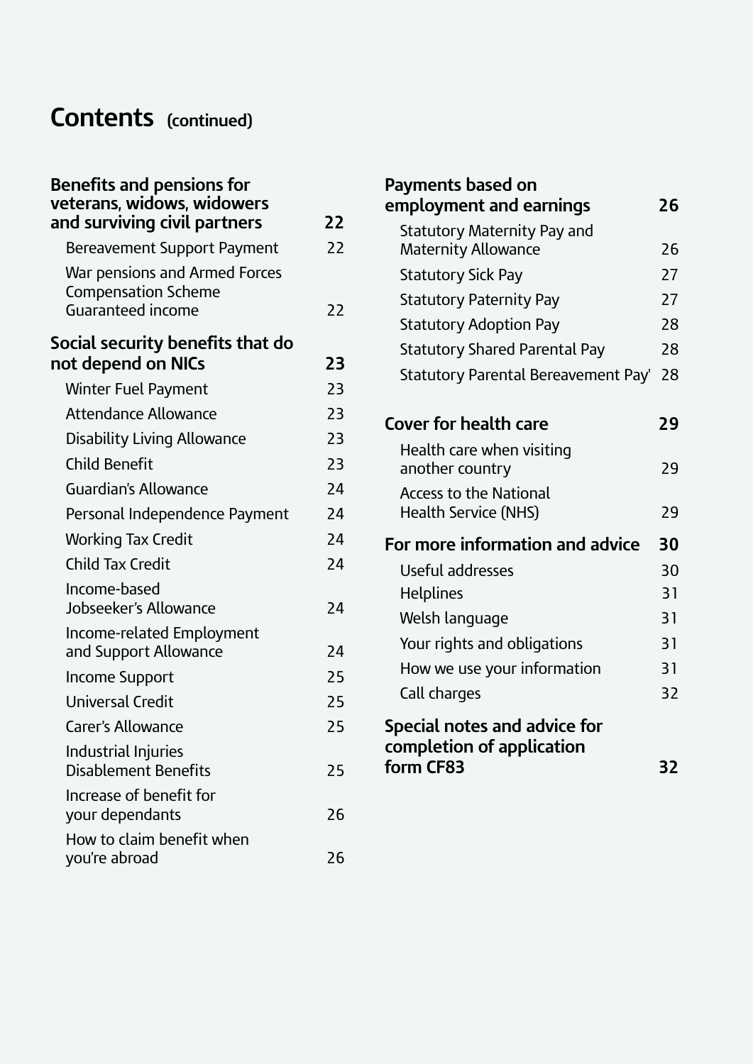# Contents (continued)

**Benefits and pensions for veterans, widows, widowers and surviving civil partners** **22**

- Bereavement Support Payment 22
- War pensions and Armed Forces Compensation Scheme Guaranteed income 22

**Social security benefits that do not depend on NICs** **23**

- Winter Fuel Payment 23
- Attendance Allowance 23
- Disability Living Allowance 23
- Child Benefit 23
- Guardian's Allowance 24
- Personal Independence Payment 24
- Working Tax Credit 24
- Child Tax Credit 24
- Income-based Jobseeker's Allowance 24
- Income-related Employment and Support Allowance 24
- Income Support 25
- Universal Credit 25
- Carer's Allowance 25
- Industrial Injuries Disablement Benefits 25
- Increase of benefit for your dependants 26
- How to claim benefit when you're abroad 26

**Payments based on employment and earnings** **26**

- Statutory Maternity Pay and Maternity Allowance 26
- Statutory Sick Pay 27
- Statutory Paternity Pay 27
- Statutory Adoption Pay 28
- Statutory Shared Parental Pay 28
- Statutory Parental Bereavement Pay' 28

**Cover for health care** **29**

- Health care when visiting another country 29
- Access to the National Health Service (NHS) 29

**For more information and advice** **30**

- Useful addresses 30
- Helplines 31
- Welsh language 31
- Your rights and obligations 31
- How we use your information 31
- Call charges 32

**Special notes and advice for completion of application form CF83** **32**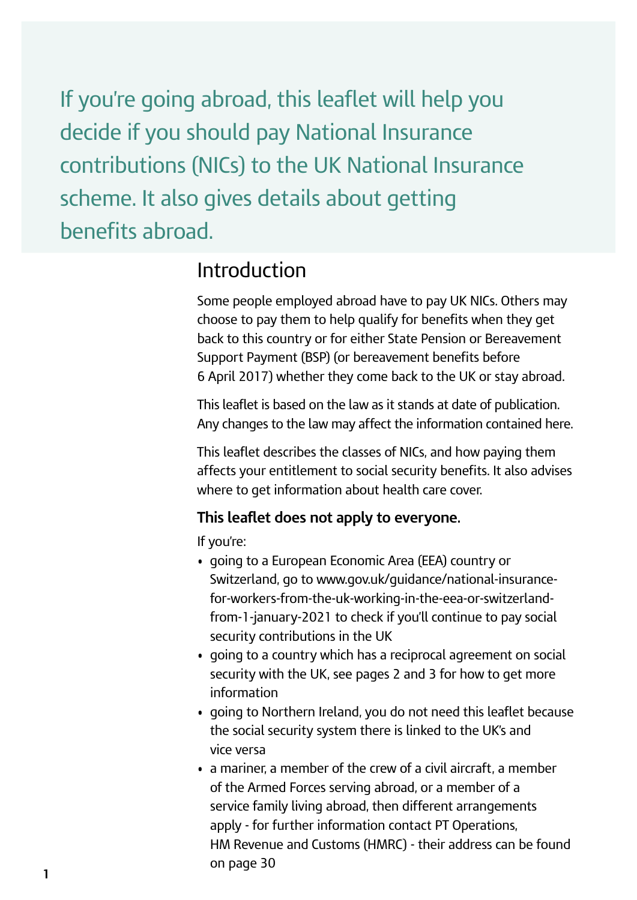If you're going abroad, this leaflet will help you decide if you should pay National Insurance contributions (NICs) to the UK National Insurance scheme. It also gives details about getting benefits abroad.

## Introduction

Some people employed abroad have to pay UK NICs. Others may choose to pay them to help qualify for benefits when they get back to this country or for either State Pension or Bereavement Support Payment (BSP) (or bereavement benefits before 6 April 2017) whether they come back to the UK or stay abroad.

This leaflet is based on the law as it stands at date of publication. Any changes to the law may affect the information contained here.

This leaflet describes the classes of NICs, and how paying them affects your entitlement to social security benefits. It also advises where to get information about health care cover.

**This leaflet does not apply to everyone.**

If you're:

- going to a European Economic Area (EEA) country or Switzerland, go to www.gov.uk/guidance/national-insurance-for-workers-from-the-uk-working-in-the-eea-or-switzerland-from-1-january-2021 to check if you'll continue to pay social security contributions in the UK
- going to a country which has a reciprocal agreement on social security with the UK, see pages 2 and 3 for how to get more information
- going to Northern Ireland, you do not need this leaflet because the social security system there is linked to the UK's and vice versa
- a mariner, a member of the crew of a civil aircraft, a member of the Armed Forces serving abroad, or a member of a service family living abroad, then different arrangements apply - for further information contact PT Operations, HM Revenue and Customs (HMRC) - their address can be found on page 30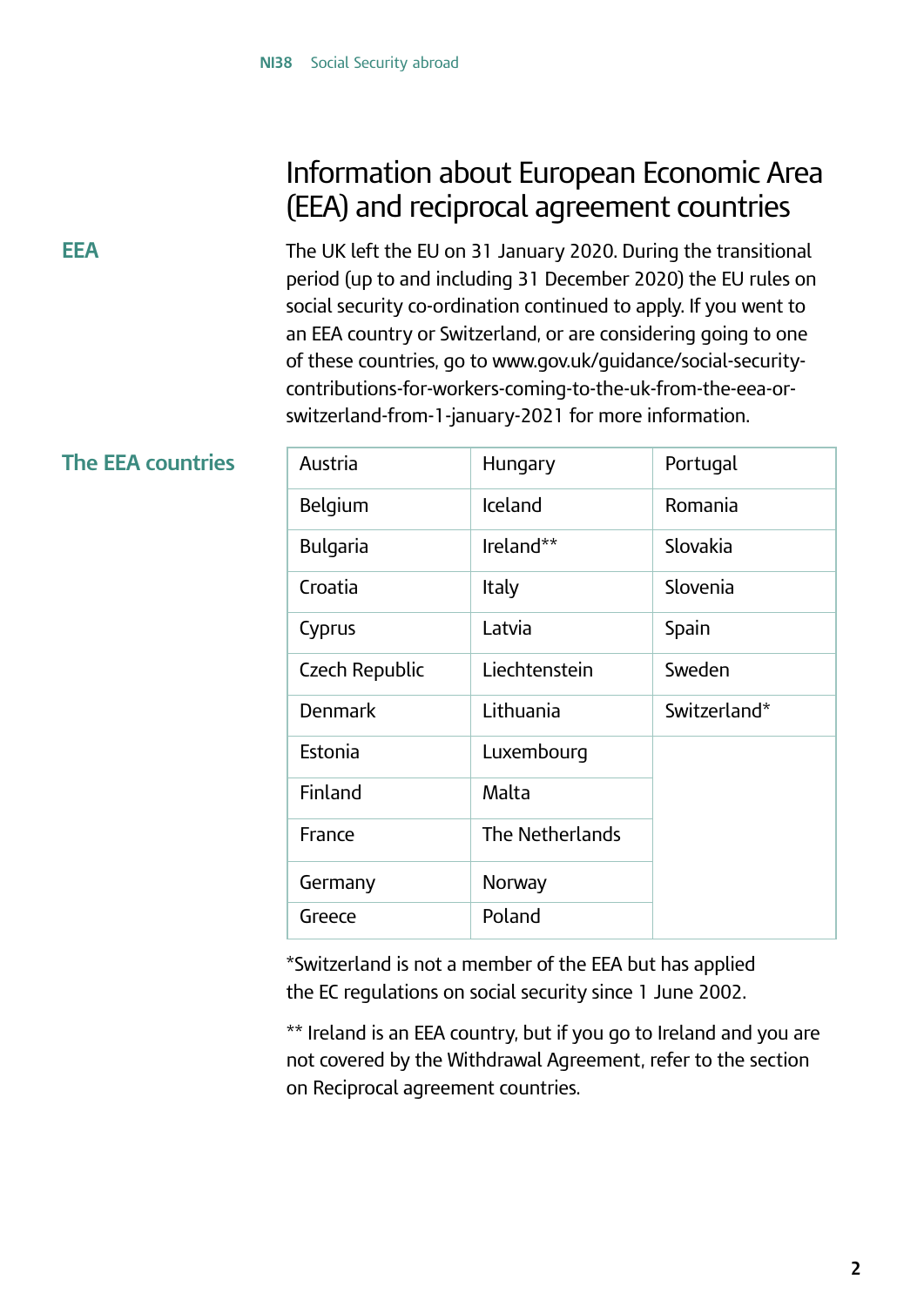# Information about European Economic Area (EEA) and reciprocal agreement countries

## EEA

The UK left the EU on 31 January 2020. During the transitional period (up to and including 31 December 2020) the EU rules on social security co-ordination continued to apply. If you went to an EEA country or Switzerland, or are considering going to one of these countries, go to www.gov.uk/guidance/social-security-contributions-for-workers-coming-to-the-uk-from-the-eea-or-switzerland-from-1-january-2021 for more information.

## The EEA countries

| | | |
|---|---|---|
| Austria | Hungary | Portugal |
| Belgium | Iceland | Romania |
| Bulgaria | Ireland** | Slovakia |
| Croatia | Italy | Slovenia |
| Cyprus | Latvia | Spain |
| Czech Republic | Liechtenstein | Sweden |
| Denmark | Lithuania | Switzerland* |
| Estonia | Luxembourg | |
| Finland | Malta | |
| France | The Netherlands | |
| Germany | Norway | |
| Greece | Poland | |

*Switzerland is not a member of the EEA but has applied the EC regulations on social security since 1 June 2002.

** Ireland is an EEA country, but if you go to Ireland and you are not covered by the Withdrawal Agreement, refer to the section on Reciprocal agreement countries.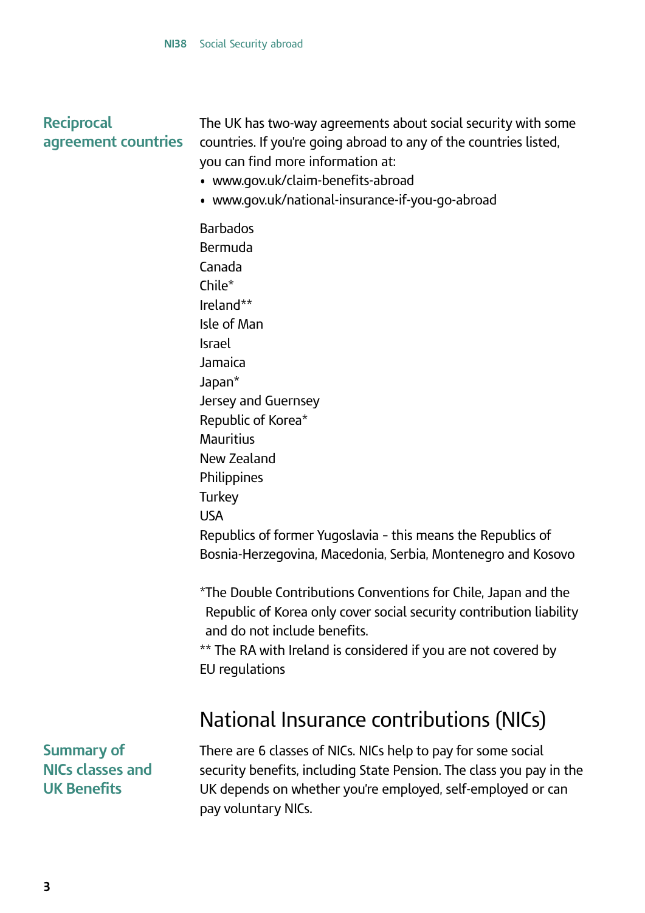## Reciprocal agreement countries

The UK has two-way agreements about social security with some countries. If you're going abroad to any of the countries listed, you can find more information at:

- www.gov.uk/claim-benefits-abroad
- www.gov.uk/national-insurance-if-you-go-abroad

Barbados
Bermuda
Canada
Chile*
Ireland**
Isle of Man
Israel
Jamaica
Japan*
Jersey and Guernsey
Republic of Korea*
Mauritius
New Zealand
Philippines
Turkey
USA
Republics of former Yugoslavia - this means the Republics of Bosnia-Herzegovina, Macedonia, Serbia, Montenegro and Kosovo

*The Double Contributions Conventions for Chile, Japan and the Republic of Korea only cover social security contribution liability and do not include benefits.
** The RA with Ireland is considered if you are not covered by EU regulations

# National Insurance contributions (NICs)

## Summary of NICs classes and UK Benefits

There are 6 classes of NICs. NICs help to pay for some social security benefits, including State Pension. The class you pay in the UK depends on whether you're employed, self-employed or can pay voluntary NICs.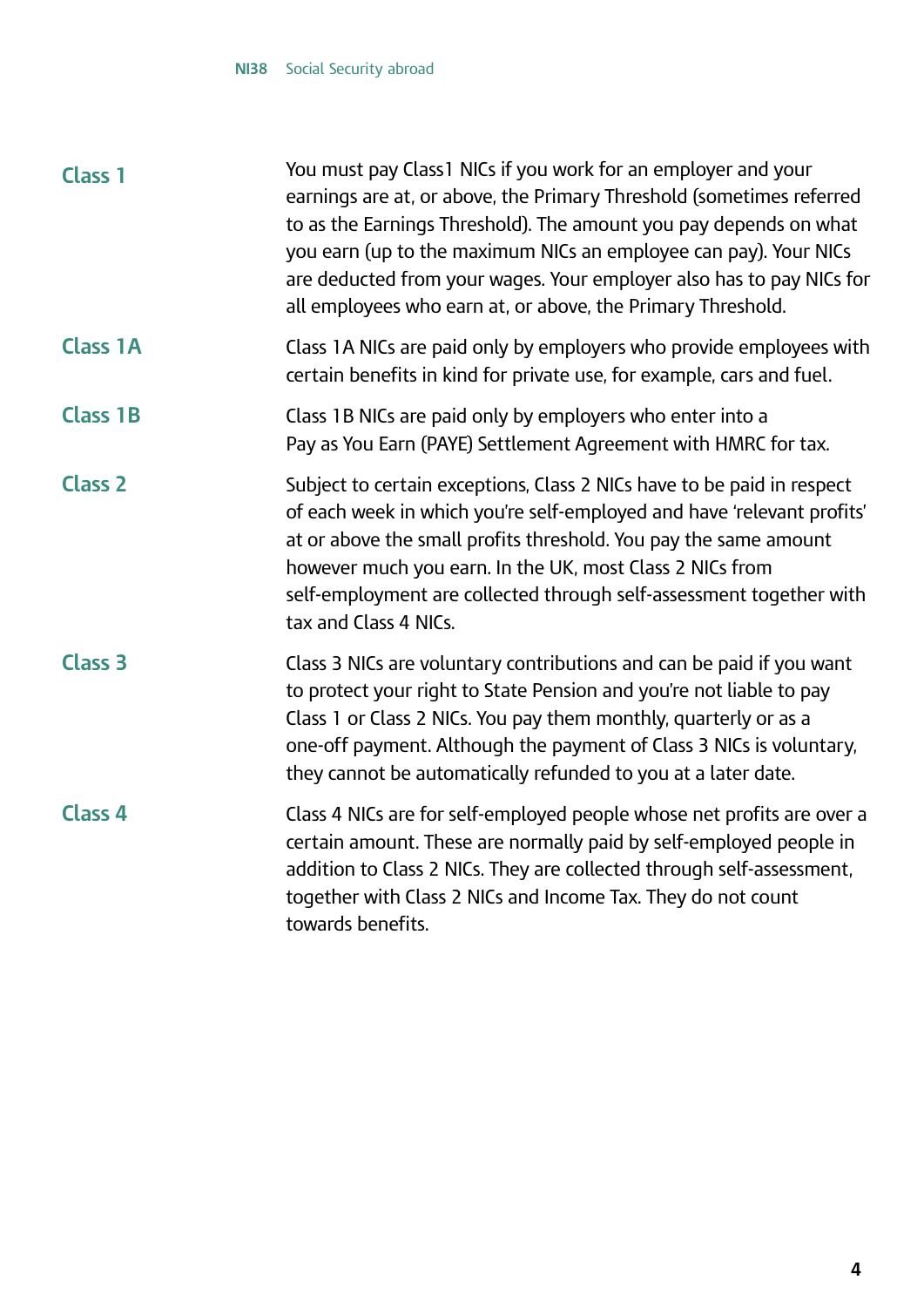**Class 1**

You must pay Class1 NICs if you work for an employer and your earnings are at, or above, the Primary Threshold (sometimes referred to as the Earnings Threshold). The amount you pay depends on what you earn (up to the maximum NICs an employee can pay). Your NICs are deducted from your wages. Your employer also has to pay NICs for all employees who earn at, or above, the Primary Threshold.

**Class 1A**

Class 1A NICs are paid only by employers who provide employees with certain benefits in kind for private use, for example, cars and fuel.

**Class 1B**

Class 1B NICs are paid only by employers who enter into a Pay as You Earn (PAYE) Settlement Agreement with HMRC for tax.

**Class 2**

Subject to certain exceptions, Class 2 NICs have to be paid in respect of each week in which you're self-employed and have 'relevant profits' at or above the small profits threshold. You pay the same amount however much you earn. In the UK, most Class 2 NICs from self-employment are collected through self-assessment together with tax and Class 4 NICs.

**Class 3**

Class 3 NICs are voluntary contributions and can be paid if you want to protect your right to State Pension and you're not liable to pay Class 1 or Class 2 NICs. You pay them monthly, quarterly or as a one-off payment. Although the payment of Class 3 NICs is voluntary, they cannot be automatically refunded to you at a later date.

**Class 4**

Class 4 NICs are for self-employed people whose net profits are over a certain amount. These are normally paid by self-employed people in addition to Class 2 NICs. They are collected through self-assessment, together with Class 2 NICs and Income Tax. They do not count towards benefits.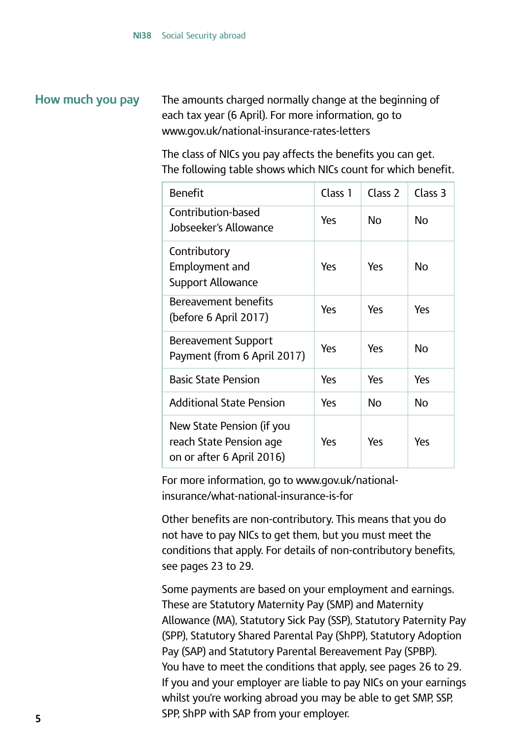## How much you pay

The amounts charged normally change at the beginning of each tax year (6 April). For more information, go to www.gov.uk/national-insurance-rates-letters

The class of NICs you pay affects the benefits you can get. The following table shows which NICs count for which benefit.

| Benefit | Class 1 | Class 2 | Class 3 |
|---|---|---|---|
| Contribution-based Jobseeker's Allowance | Yes | No | No |
| Contributory Employment and Support Allowance | Yes | Yes | No |
| Bereavement benefits (before 6 April 2017) | Yes | Yes | Yes |
| Bereavement Support Payment (from 6 April 2017) | Yes | Yes | No |
| Basic State Pension | Yes | Yes | Yes |
| Additional State Pension | Yes | No | No |
| New State Pension (if you reach State Pension age on or after 6 April 2016) | Yes | Yes | Yes |

For more information, go to www.gov.uk/national-insurance/what-national-insurance-is-for

Other benefits are non-contributory. This means that you do not have to pay NICs to get them, but you must meet the conditions that apply. For details of non-contributory benefits, see pages 23 to 29.

Some payments are based on your employment and earnings. These are Statutory Maternity Pay (SMP) and Maternity Allowance (MA), Statutory Sick Pay (SSP), Statutory Paternity Pay (SPP), Statutory Shared Parental Pay (ShPP), Statutory Adoption Pay (SAP) and Statutory Parental Bereavement Pay (SPBP). You have to meet the conditions that apply, see pages 26 to 29. If you and your employer are liable to pay NICs on your earnings whilst you're working abroad you may be able to get SMP, SSP, SPP, ShPP with SAP from your employer.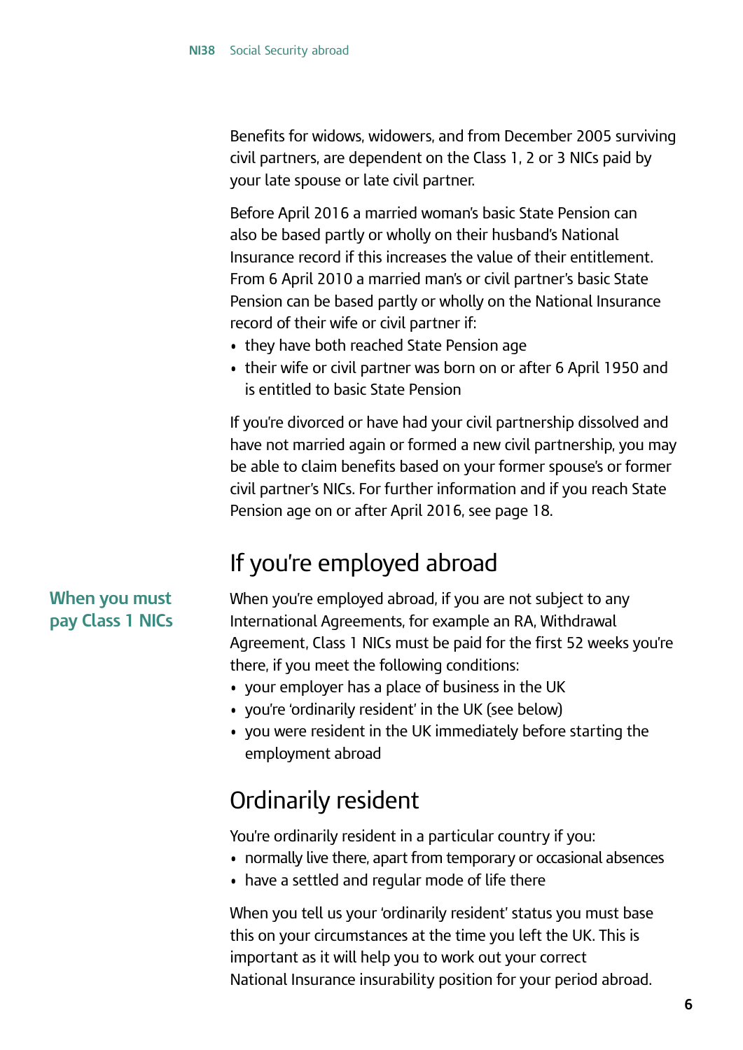Benefits for widows, widowers, and from December 2005 surviving civil partners, are dependent on the Class 1, 2 or 3 NICs paid by your late spouse or late civil partner.

Before April 2016 a married woman's basic State Pension can also be based partly or wholly on their husband's National Insurance record if this increases the value of their entitlement. From 6 April 2010 a married man's or civil partner's basic State Pension can be based partly or wholly on the National Insurance record of their wife or civil partner if:

- they have both reached State Pension age
- their wife or civil partner was born on or after 6 April 1950 and is entitled to basic State Pension

If you're divorced or have had your civil partnership dissolved and have not married again or formed a new civil partnership, you may be able to claim benefits based on your former spouse's or former civil partner's NICs. For further information and if you reach State Pension age on or after April 2016, see page 18.

## If you're employed abroad

### When you must pay Class 1 NICs

When you're employed abroad, if you are not subject to any International Agreements, for example an RA, Withdrawal Agreement, Class 1 NICs must be paid for the first 52 weeks you're there, if you meet the following conditions:

- your employer has a place of business in the UK
- you're 'ordinarily resident' in the UK (see below)
- you were resident in the UK immediately before starting the employment abroad

## Ordinarily resident

You're ordinarily resident in a particular country if you:

- normally live there, apart from temporary or occasional absences
- have a settled and regular mode of life there

When you tell us your 'ordinarily resident' status you must base this on your circumstances at the time you left the UK. This is important as it will help you to work out your correct National Insurance insurability position for your period abroad.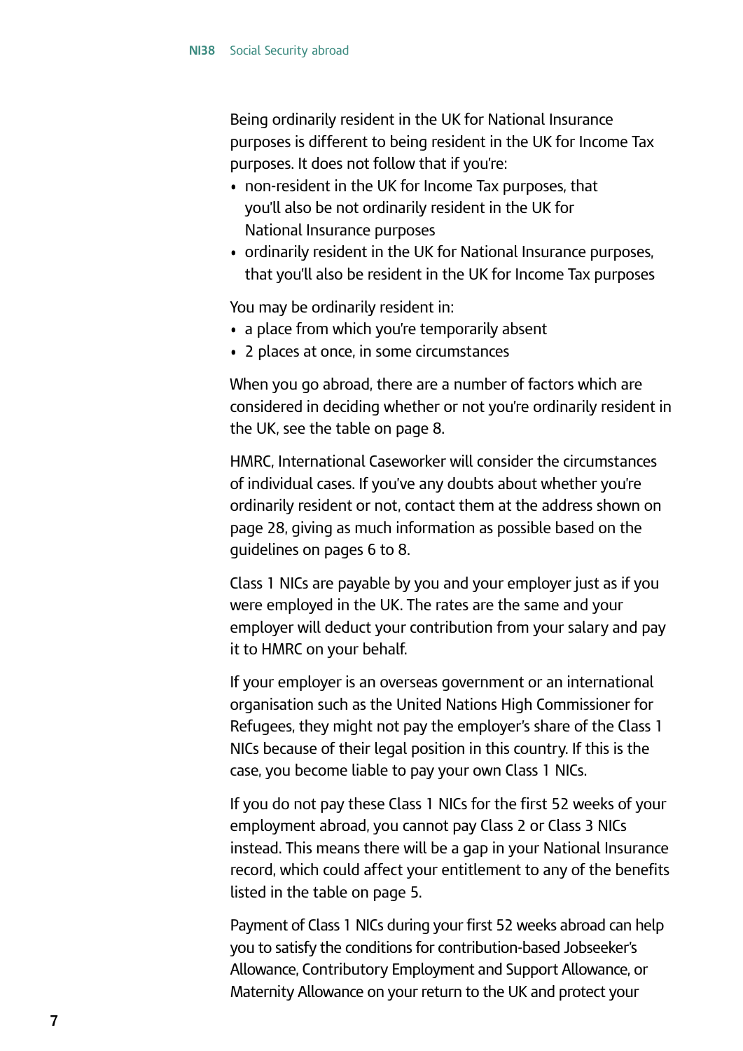Being ordinarily resident in the UK for National Insurance purposes is different to being resident in the UK for Income Tax purposes. It does not follow that if you're:

- non-resident in the UK for Income Tax purposes, that you'll also be not ordinarily resident in the UK for National Insurance purposes
- ordinarily resident in the UK for National Insurance purposes, that you'll also be resident in the UK for Income Tax purposes

You may be ordinarily resident in:

- a place from which you're temporarily absent
- 2 places at once, in some circumstances

When you go abroad, there are a number of factors which are considered in deciding whether or not you're ordinarily resident in the UK, see the table on page 8.

HMRC, International Caseworker will consider the circumstances of individual cases. If you've any doubts about whether you're ordinarily resident or not, contact them at the address shown on page 28, giving as much information as possible based on the guidelines on pages 6 to 8.

Class 1 NICs are payable by you and your employer just as if you were employed in the UK. The rates are the same and your employer will deduct your contribution from your salary and pay it to HMRC on your behalf.

If your employer is an overseas government or an international organisation such as the United Nations High Commissioner for Refugees, they might not pay the employer's share of the Class 1 NICs because of their legal position in this country. If this is the case, you become liable to pay your own Class 1 NICs.

If you do not pay these Class 1 NICs for the first 52 weeks of your employment abroad, you cannot pay Class 2 or Class 3 NICs instead. This means there will be a gap in your National Insurance record, which could affect your entitlement to any of the benefits listed in the table on page 5.

Payment of Class 1 NICs during your first 52 weeks abroad can help you to satisfy the conditions for contribution-based Jobseeker's Allowance, Contributory Employment and Support Allowance, or Maternity Allowance on your return to the UK and protect your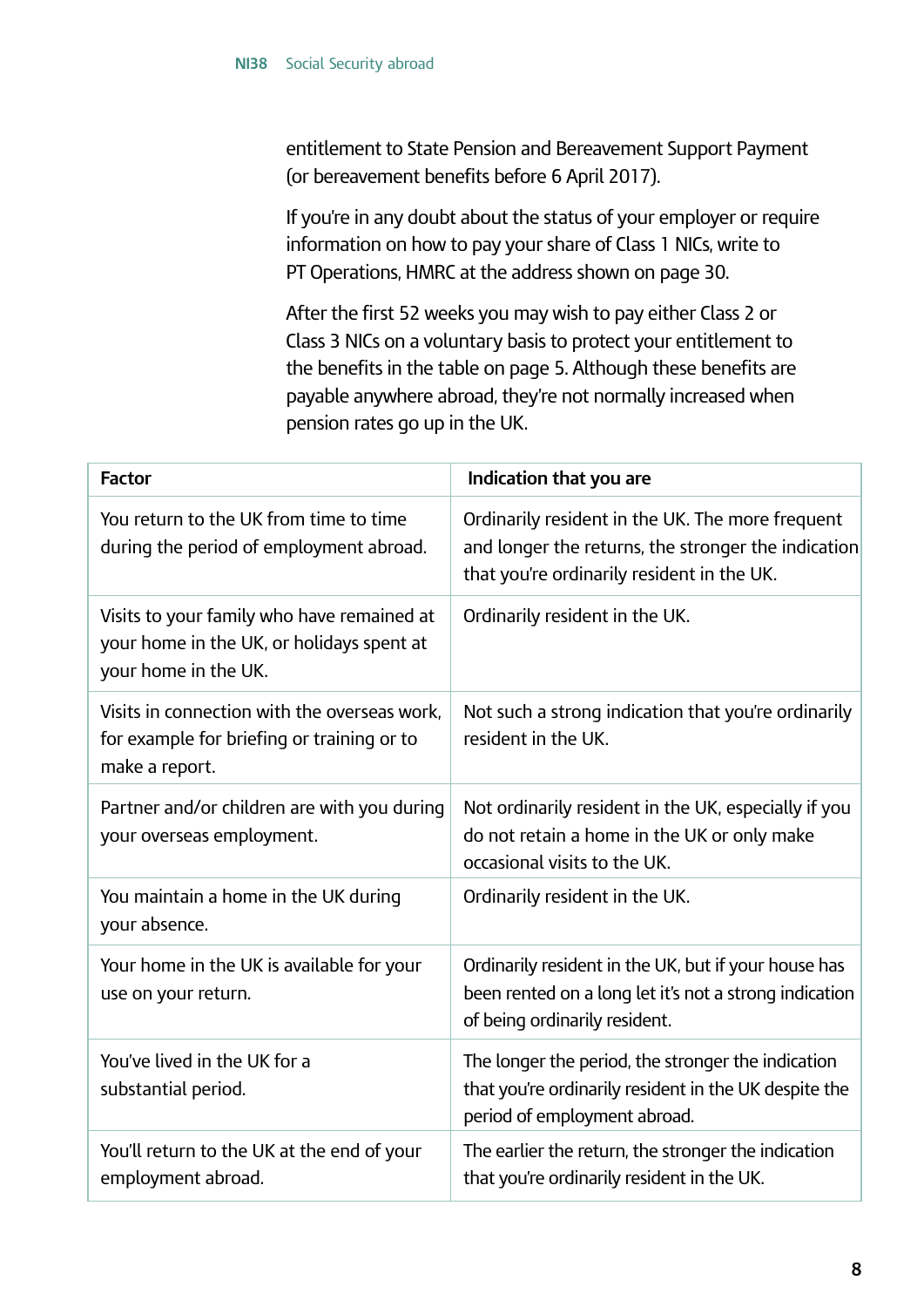entitlement to State Pension and Bereavement Support Payment (or bereavement benefits before 6 April 2017).

If you're in any doubt about the status of your employer or require information on how to pay your share of Class 1 NICs, write to PT Operations, HMRC at the address shown on page 30.

After the first 52 weeks you may wish to pay either Class 2 or Class 3 NICs on a voluntary basis to protect your entitlement to the benefits in the table on page 5. Although these benefits are payable anywhere abroad, they're not normally increased when pension rates go up in the UK.

| Factor | Indication that you are |
|---|---|
| You return to the UK from time to time during the period of employment abroad. | Ordinarily resident in the UK. The more frequent and longer the returns, the stronger the indication that you're ordinarily resident in the UK. |
| Visits to your family who have remained at your home in the UK, or holidays spent at your home in the UK. | Ordinarily resident in the UK. |
| Visits in connection with the overseas work, for example for briefing or training or to make a report. | Not such a strong indication that you're ordinarily resident in the UK. |
| Partner and/or children are with you during your overseas employment. | Not ordinarily resident in the UK, especially if you do not retain a home in the UK or only make occasional visits to the UK. |
| You maintain a home in the UK during your absence. | Ordinarily resident in the UK. |
| Your home in the UK is available for your use on your return. | Ordinarily resident in the UK, but if your house has been rented on a long let it's not a strong indication of being ordinarily resident. |
| You've lived in the UK for a substantial period. | The longer the period, the stronger the indication that you're ordinarily resident in the UK despite the period of employment abroad. |
| You'll return to the UK at the end of your employment abroad. | The earlier the return, the stronger the indication that you're ordinarily resident in the UK. |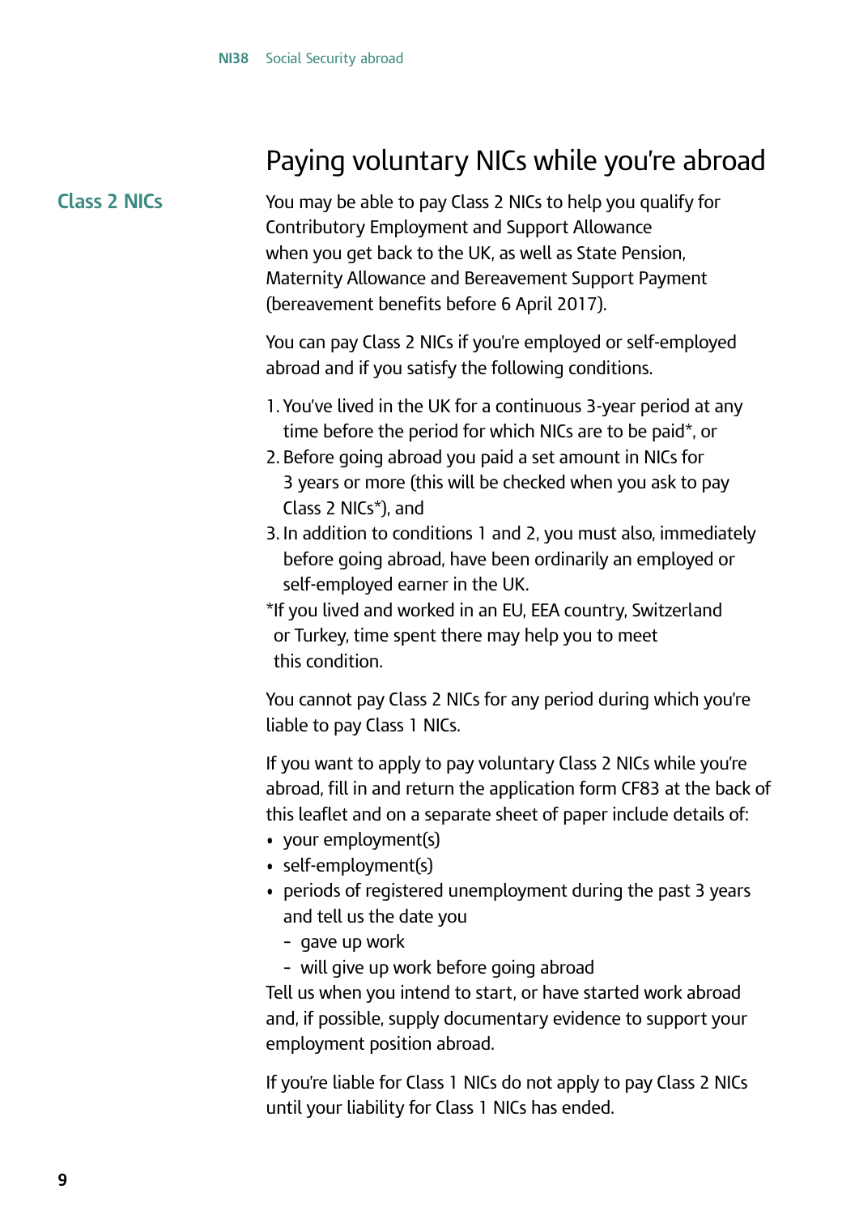# Paying voluntary NICs while you're abroad

## Class 2 NICs

You may be able to pay Class 2 NICs to help you qualify for Contributory Employment and Support Allowance when you get back to the UK, as well as State Pension, Maternity Allowance and Bereavement Support Payment (bereavement benefits before 6 April 2017).

You can pay Class 2 NICs if you're employed or self-employed abroad and if you satisfy the following conditions.

1. You've lived in the UK for a continuous 3-year period at any time before the period for which NICs are to be paid*, or
2. Before going abroad you paid a set amount in NICs for 3 years or more (this will be checked when you ask to pay Class 2 NICs*), and
3. In addition to conditions 1 and 2, you must also, immediately before going abroad, have been ordinarily an employed or self-employed earner in the UK.

*If you lived and worked in an EU, EEA country, Switzerland or Turkey, time spent there may help you to meet this condition.

You cannot pay Class 2 NICs for any period during which you're liable to pay Class 1 NICs.

If you want to apply to pay voluntary Class 2 NICs while you're abroad, fill in and return the application form CF83 at the back of this leaflet and on a separate sheet of paper include details of:

- your employment(s)
- self-employment(s)
- periods of registered unemployment during the past 3 years and tell us the date you
  - gave up work
  - will give up work before going abroad

Tell us when you intend to start, or have started work abroad and, if possible, supply documentary evidence to support your employment position abroad.

If you're liable for Class 1 NICs do not apply to pay Class 2 NICs until your liability for Class 1 NICs has ended.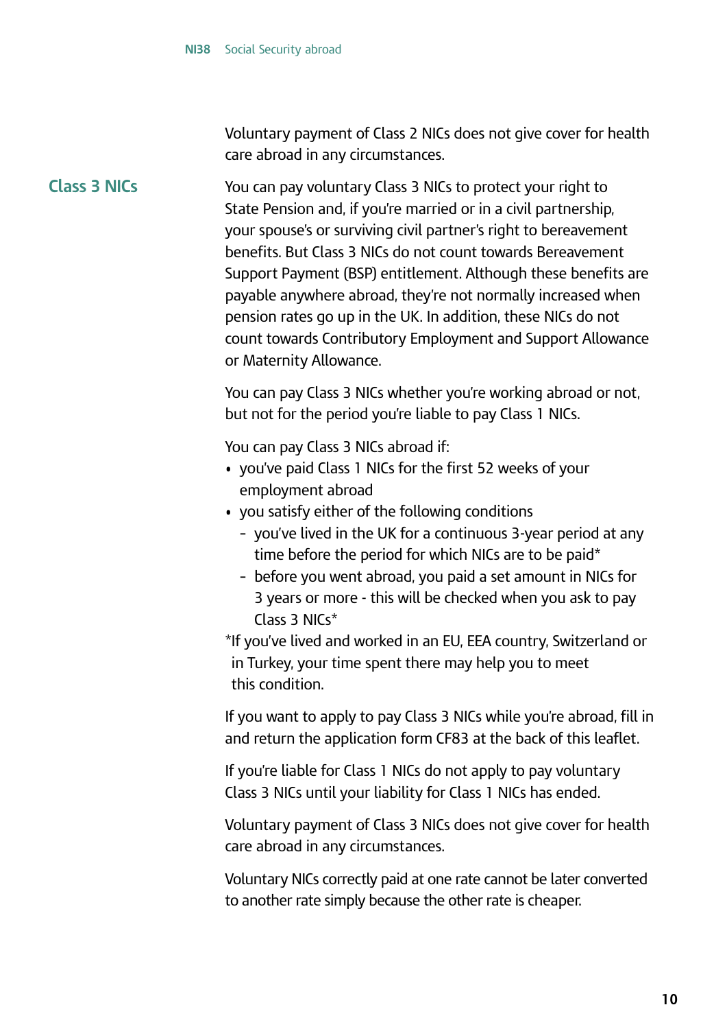Voluntary payment of Class 2 NICs does not give cover for health care abroad in any circumstances.

## Class 3 NICs

You can pay voluntary Class 3 NICs to protect your right to State Pension and, if you're married or in a civil partnership, your spouse's or surviving civil partner's right to bereavement benefits. But Class 3 NICs do not count towards Bereavement Support Payment (BSP) entitlement. Although these benefits are payable anywhere abroad, they're not normally increased when pension rates go up in the UK. In addition, these NICs do not count towards Contributory Employment and Support Allowance or Maternity Allowance.

You can pay Class 3 NICs whether you're working abroad or not, but not for the period you're liable to pay Class 1 NICs.

You can pay Class 3 NICs abroad if:

- you've paid Class 1 NICs for the first 52 weeks of your employment abroad
- you satisfy either of the following conditions
  - you've lived in the UK for a continuous 3-year period at any time before the period for which NICs are to be paid*
  - before you went abroad, you paid a set amount in NICs for 3 years or more - this will be checked when you ask to pay Class 3 NICs*

*If you've lived and worked in an EU, EEA country, Switzerland or in Turkey, your time spent there may help you to meet this condition.

If you want to apply to pay Class 3 NICs while you're abroad, fill in and return the application form CF83 at the back of this leaflet.

If you're liable for Class 1 NICs do not apply to pay voluntary Class 3 NICs until your liability for Class 1 NICs has ended.

Voluntary payment of Class 3 NICs does not give cover for health care abroad in any circumstances.

Voluntary NICs correctly paid at one rate cannot be later converted to another rate simply because the other rate is cheaper.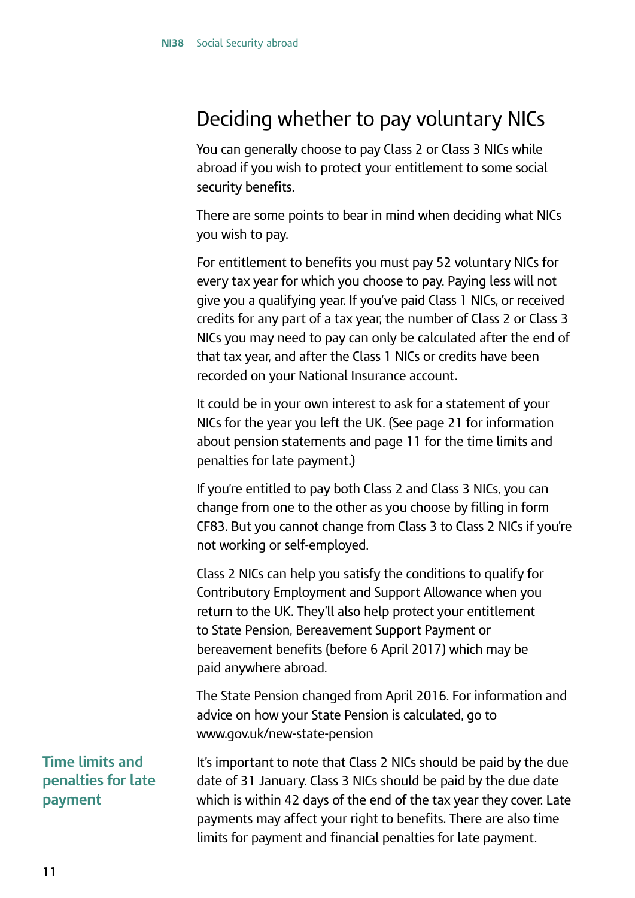## Deciding whether to pay voluntary NICs

You can generally choose to pay Class 2 or Class 3 NICs while abroad if you wish to protect your entitlement to some social security benefits.

There are some points to bear in mind when deciding what NICs you wish to pay.

For entitlement to benefits you must pay 52 voluntary NICs for every tax year for which you choose to pay. Paying less will not give you a qualifying year. If you've paid Class 1 NICs, or received credits for any part of a tax year, the number of Class 2 or Class 3 NICs you may need to pay can only be calculated after the end of that tax year, and after the Class 1 NICs or credits have been recorded on your National Insurance account.

It could be in your own interest to ask for a statement of your NICs for the year you left the UK. (See page 21 for information about pension statements and page 11 for the time limits and penalties for late payment.)

If you're entitled to pay both Class 2 and Class 3 NICs, you can change from one to the other as you choose by filling in form CF83. But you cannot change from Class 3 to Class 2 NICs if you're not working or self-employed.

Class 2 NICs can help you satisfy the conditions to qualify for Contributory Employment and Support Allowance when you return to the UK. They'll also help protect your entitlement to State Pension, Bereavement Support Payment or bereavement benefits (before 6 April 2017) which may be paid anywhere abroad.

The State Pension changed from April 2016. For information and advice on how your State Pension is calculated, go to www.gov.uk/new-state-pension

### Time limits and penalties for late payment

It's important to note that Class 2 NICs should be paid by the due date of 31 January. Class 3 NICs should be paid by the due date which is within 42 days of the end of the tax year they cover. Late payments may affect your right to benefits. There are also time limits for payment and financial penalties for late payment.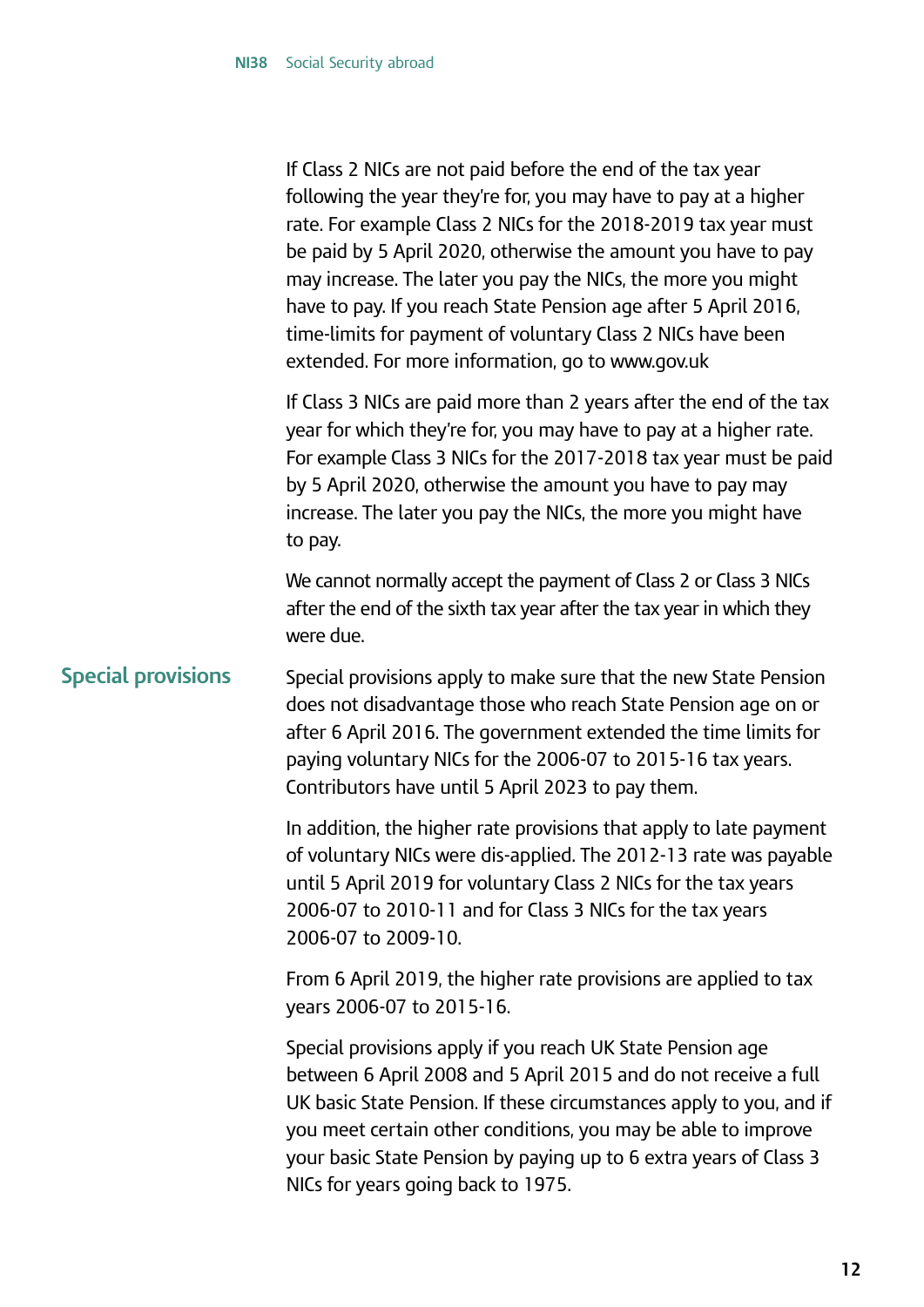If Class 2 NICs are not paid before the end of the tax year following the year they're for, you may have to pay at a higher rate. For example Class 2 NICs for the 2018-2019 tax year must be paid by 5 April 2020, otherwise the amount you have to pay may increase. The later you pay the NICs, the more you might have to pay. If you reach State Pension age after 5 April 2016, time-limits for payment of voluntary Class 2 NICs have been extended. For more information, go to www.gov.uk

If Class 3 NICs are paid more than 2 years after the end of the tax year for which they're for, you may have to pay at a higher rate. For example Class 3 NICs for the 2017-2018 tax year must be paid by 5 April 2020, otherwise the amount you have to pay may increase. The later you pay the NICs, the more you might have to pay.

We cannot normally accept the payment of Class 2 or Class 3 NICs after the end of the sixth tax year after the tax year in which they were due.

## Special provisions

Special provisions apply to make sure that the new State Pension does not disadvantage those who reach State Pension age on or after 6 April 2016. The government extended the time limits for paying voluntary NICs for the 2006-07 to 2015-16 tax years. Contributors have until 5 April 2023 to pay them.

In addition, the higher rate provisions that apply to late payment of voluntary NICs were dis-applied. The 2012-13 rate was payable until 5 April 2019 for voluntary Class 2 NICs for the tax years 2006-07 to 2010-11 and for Class 3 NICs for the tax years 2006-07 to 2009-10.

From 6 April 2019, the higher rate provisions are applied to tax years 2006-07 to 2015-16.

Special provisions apply if you reach UK State Pension age between 6 April 2008 and 5 April 2015 and do not receive a full UK basic State Pension. If these circumstances apply to you, and if you meet certain other conditions, you may be able to improve your basic State Pension by paying up to 6 extra years of Class 3 NICs for years going back to 1975.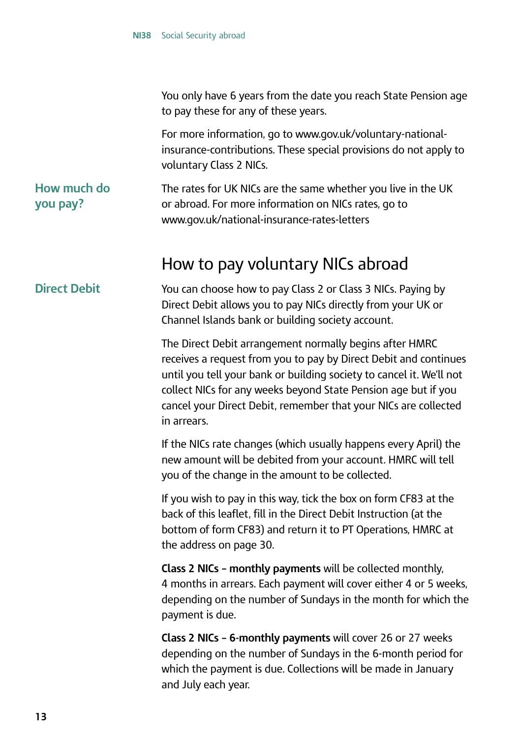You only have 6 years from the date you reach State Pension age to pay these for any of these years.

For more information, go to www.gov.uk/voluntary-national-insurance-contributions. These special provisions do not apply to voluntary Class 2 NICs.

### How much do you pay?

The rates for UK NICs are the same whether you live in the UK or abroad. For more information on NICs rates, go to www.gov.uk/national-insurance-rates-letters

## How to pay voluntary NICs abroad

### Direct Debit

You can choose how to pay Class 2 or Class 3 NICs. Paying by Direct Debit allows you to pay NICs directly from your UK or Channel Islands bank or building society account.

The Direct Debit arrangement normally begins after HMRC receives a request from you to pay by Direct Debit and continues until you tell your bank or building society to cancel it. We'll not collect NICs for any weeks beyond State Pension age but if you cancel your Direct Debit, remember that your NICs are collected in arrears.

If the NICs rate changes (which usually happens every April) the new amount will be debited from your account. HMRC will tell you of the change in the amount to be collected.

If you wish to pay in this way, tick the box on form CF83 at the back of this leaflet, fill in the Direct Debit Instruction (at the bottom of form CF83) and return it to PT Operations, HMRC at the address on page 30.

**Class 2 NICs – monthly payments** will be collected monthly, 4 months in arrears. Each payment will cover either 4 or 5 weeks, depending on the number of Sundays in the month for which the payment is due.

**Class 2 NICs – 6-monthly payments** will cover 26 or 27 weeks depending on the number of Sundays in the 6-month period for which the payment is due. Collections will be made in January and July each year.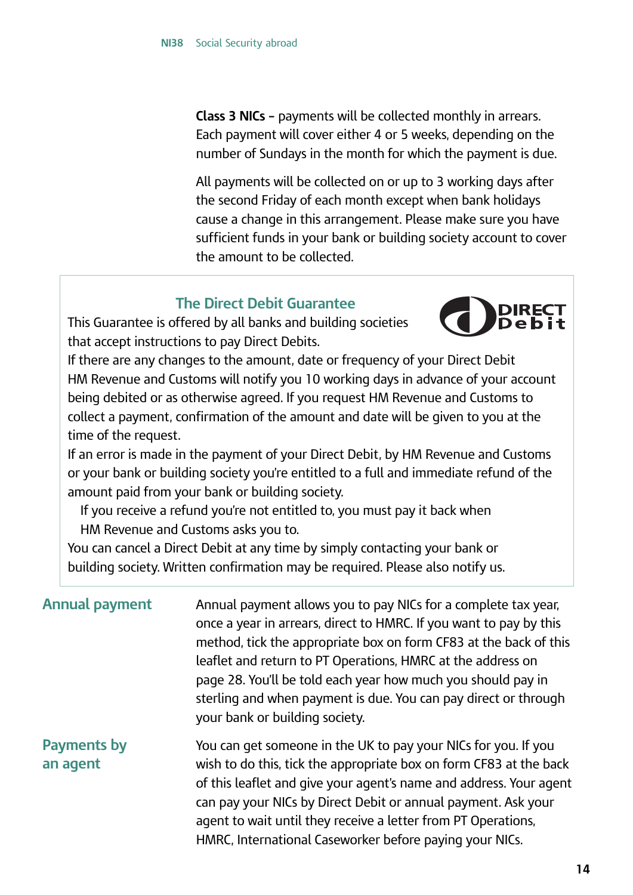**Class 3 NICs –** payments will be collected monthly in arrears. Each payment will cover either 4 or 5 weeks, depending on the number of Sundays in the month for which the payment is due.

All payments will be collected on or up to 3 working days after the second Friday of each month except when bank holidays cause a change in this arrangement. Please make sure you have sufficient funds in your bank or building society account to cover the amount to be collected.

### The Direct Debit Guarantee

This Guarantee is offered by all banks and building societies that accept instructions to pay Direct Debits.

If there are any changes to the amount, date or frequency of your Direct Debit HM Revenue and Customs will notify you 10 working days in advance of your account being debited or as otherwise agreed. If you request HM Revenue and Customs to collect a payment, confirmation of the amount and date will be given to you at the time of the request.

If an error is made in the payment of your Direct Debit, by HM Revenue and Customs or your bank or building society you're entitled to a full and immediate refund of the amount paid from your bank or building society.

If you receive a refund you're not entitled to, you must pay it back when HM Revenue and Customs asks you to.

You can cancel a Direct Debit at any time by simply contacting your bank or building society. Written confirmation may be required. Please also notify us.

## Annual payment

Annual payment allows you to pay NICs for a complete tax year, once a year in arrears, direct to HMRC. If you want to pay by this method, tick the appropriate box on form CF83 at the back of this leaflet and return to PT Operations, HMRC at the address on page 28. You'll be told each year how much you should pay in sterling and when payment is due. You can pay direct or through your bank or building society.

## Payments by an agent

You can get someone in the UK to pay your NICs for you. If you wish to do this, tick the appropriate box on form CF83 at the back of this leaflet and give your agent's name and address. Your agent can pay your NICs by Direct Debit or annual payment. Ask your agent to wait until they receive a letter from PT Operations, HMRC, International Caseworker before paying your NICs.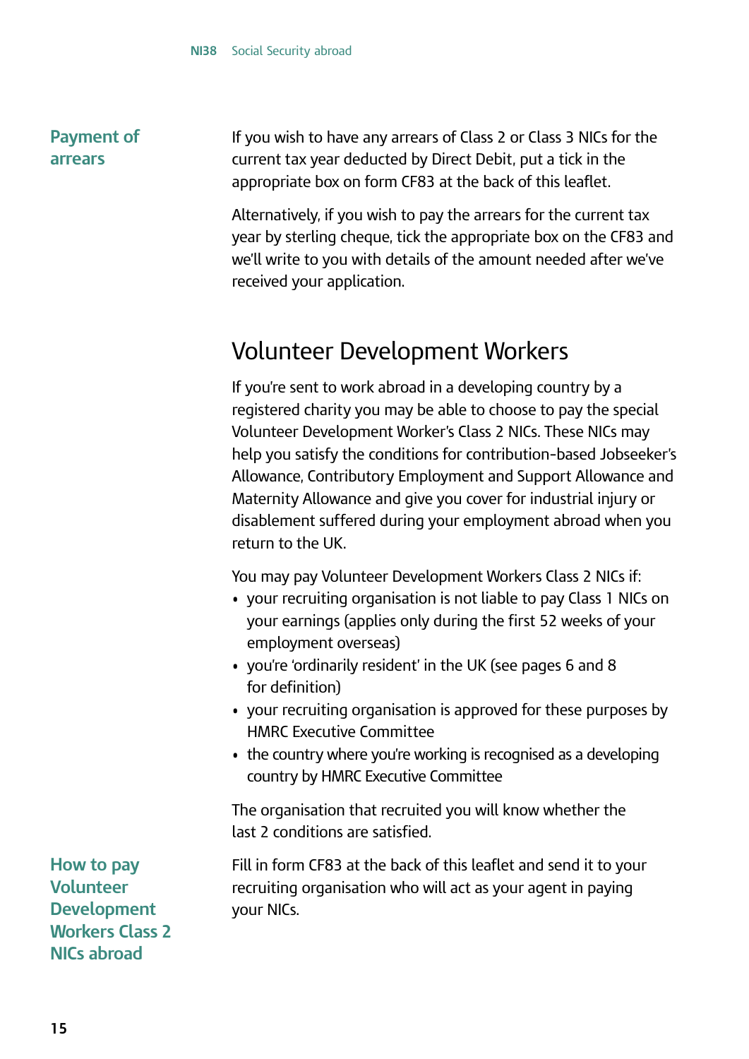### Payment of arrears

If you wish to have any arrears of Class 2 or Class 3 NICs for the current tax year deducted by Direct Debit, put a tick in the appropriate box on form CF83 at the back of this leaflet.

Alternatively, if you wish to pay the arrears for the current tax year by sterling cheque, tick the appropriate box on the CF83 and we'll write to you with details of the amount needed after we've received your application.

## Volunteer Development Workers

If you're sent to work abroad in a developing country by a registered charity you may be able to choose to pay the special Volunteer Development Worker's Class 2 NICs. These NICs may help you satisfy the conditions for contribution-based Jobseeker's Allowance, Contributory Employment and Support Allowance and Maternity Allowance and give you cover for industrial injury or disablement suffered during your employment abroad when you return to the UK.

You may pay Volunteer Development Workers Class 2 NICs if:

- your recruiting organisation is not liable to pay Class 1 NICs on your earnings (applies only during the first 52 weeks of your employment overseas)
- you're 'ordinarily resident' in the UK (see pages 6 and 8 for definition)
- your recruiting organisation is approved for these purposes by HMRC Executive Committee
- the country where you're working is recognised as a developing country by HMRC Executive Committee

The organisation that recruited you will know whether the last 2 conditions are satisfied.

### How to pay Volunteer Development Workers Class 2 NICs abroad

Fill in form CF83 at the back of this leaflet and send it to your recruiting organisation who will act as your agent in paying your NICs.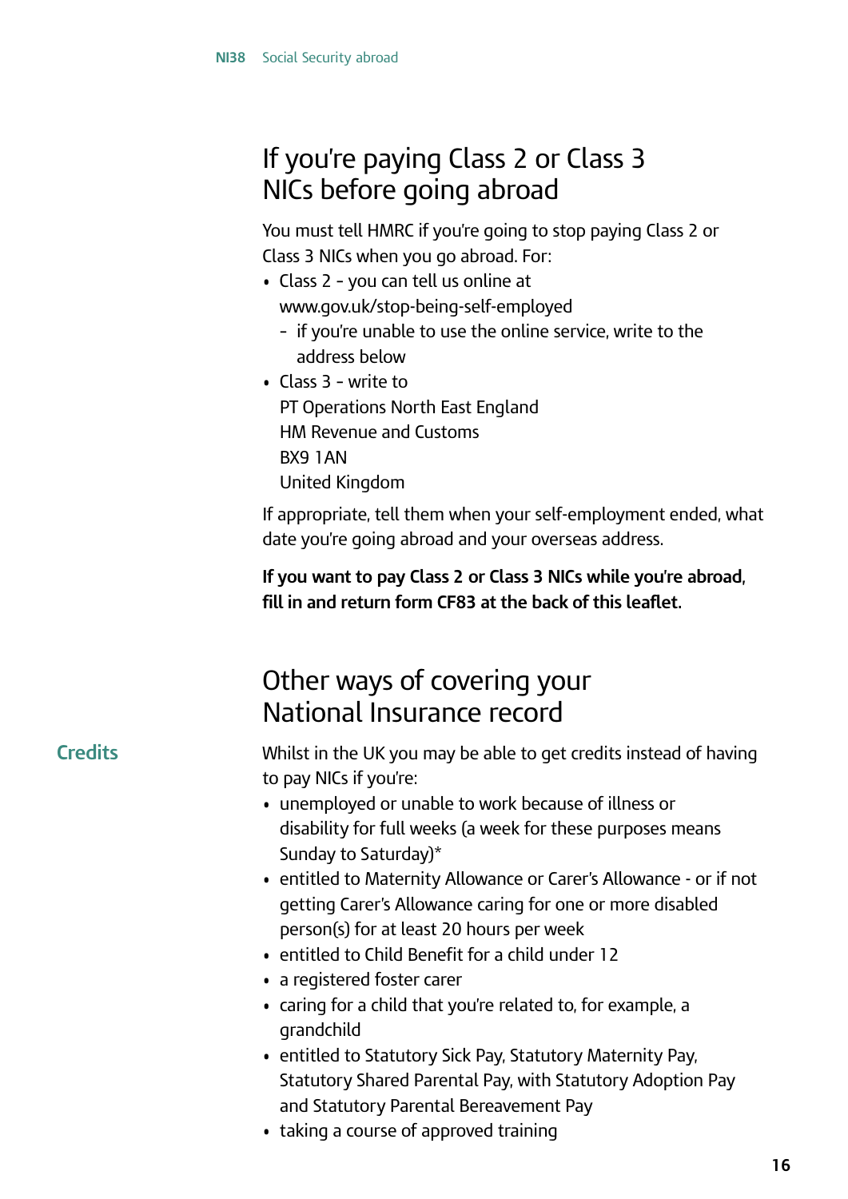## If you're paying Class 2 or Class 3 NICs before going abroad

You must tell HMRC if you're going to stop paying Class 2 or Class 3 NICs when you go abroad. For:

- Class 2 - you can tell us online at www.gov.uk/stop-being-self-employed
  - if you're unable to use the online service, write to the address below
- Class 3 - write to
  PT Operations North East England
  HM Revenue and Customs
  BX9 1AN
  United Kingdom

If appropriate, tell them when your self-employment ended, what date you're going abroad and your overseas address.

**If you want to pay Class 2 or Class 3 NICs while you're abroad, fill in and return form CF83 at the back of this leaflet.**

## Other ways of covering your National Insurance record

### Credits

Whilst in the UK you may be able to get credits instead of having to pay NICs if you're:

- unemployed or unable to work because of illness or disability for full weeks (a week for these purposes means Sunday to Saturday)*
- entitled to Maternity Allowance or Carer's Allowance - or if not getting Carer's Allowance caring for one or more disabled person(s) for at least 20 hours per week
- entitled to Child Benefit for a child under 12
- a registered foster carer
- caring for a child that you're related to, for example, a grandchild
- entitled to Statutory Sick Pay, Statutory Maternity Pay, Statutory Shared Parental Pay, with Statutory Adoption Pay and Statutory Parental Bereavement Pay
- taking a course of approved training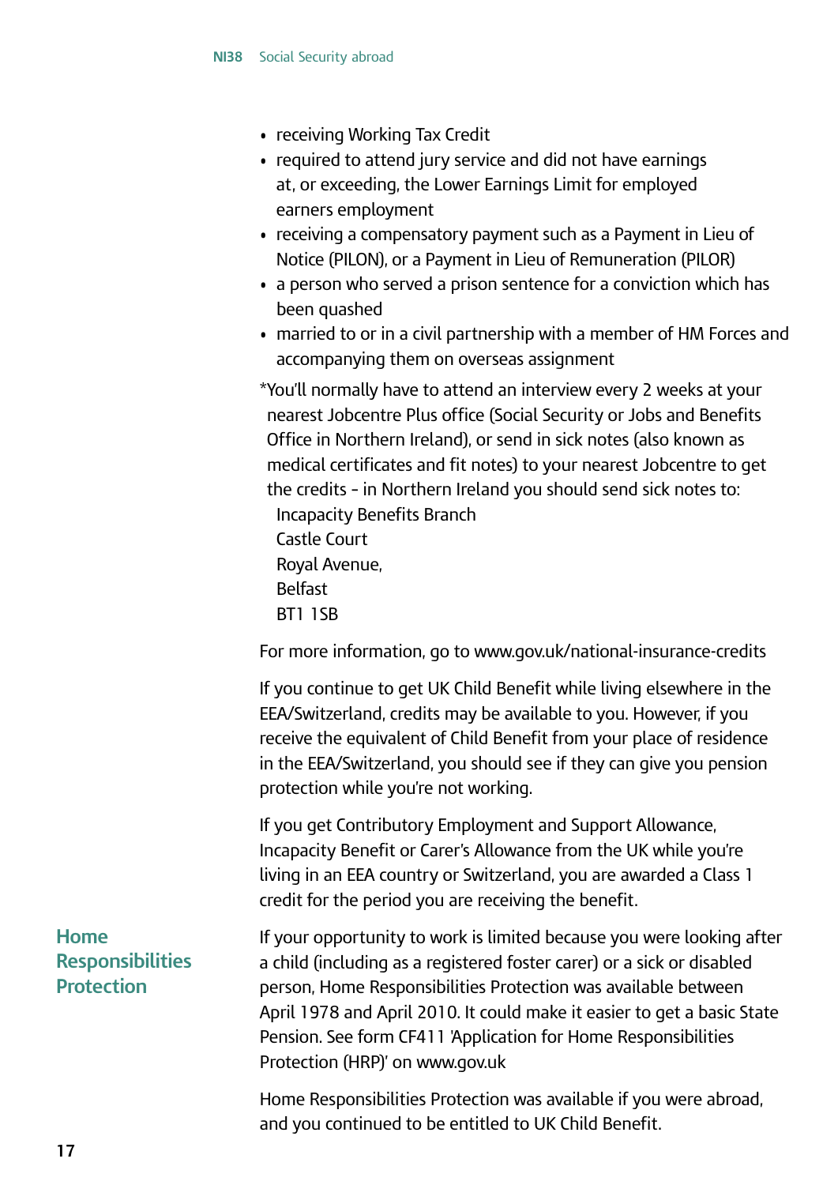- receiving Working Tax Credit
- required to attend jury service and did not have earnings at, or exceeding, the Lower Earnings Limit for employed earners employment
- receiving a compensatory payment such as a Payment in Lieu of Notice (PILON), or a Payment in Lieu of Remuneration (PILOR)
- a person who served a prison sentence for a conviction which has been quashed
- married to or in a civil partnership with a member of HM Forces and accompanying them on overseas assignment

*You'll normally have to attend an interview every 2 weeks at your nearest Jobcentre Plus office (Social Security or Jobs and Benefits Office in Northern Ireland), or send in sick notes (also known as medical certificates and fit notes) to your nearest Jobcentre to get the credits - in Northern Ireland you should send sick notes to:

Incapacity Benefits Branch
Castle Court
Royal Avenue,
Belfast
BT1 1SB

For more information, go to www.gov.uk/national-insurance-credits

If you continue to get UK Child Benefit while living elsewhere in the EEA/Switzerland, credits may be available to you. However, if you receive the equivalent of Child Benefit from your place of residence in the EEA/Switzerland, you should see if they can give you pension protection while you're not working.

If you get Contributory Employment and Support Allowance, Incapacity Benefit or Carer's Allowance from the UK while you're living in an EEA country or Switzerland, you are awarded a Class 1 credit for the period you are receiving the benefit.

## Home Responsibilities Protection

If your opportunity to work is limited because you were looking after a child (including as a registered foster carer) or a sick or disabled person, Home Responsibilities Protection was available between April 1978 and April 2010. It could make it easier to get a basic State Pension. See form CF411 'Application for Home Responsibilities Protection (HRP)' on www.gov.uk

Home Responsibilities Protection was available if you were abroad, and you continued to be entitled to UK Child Benefit.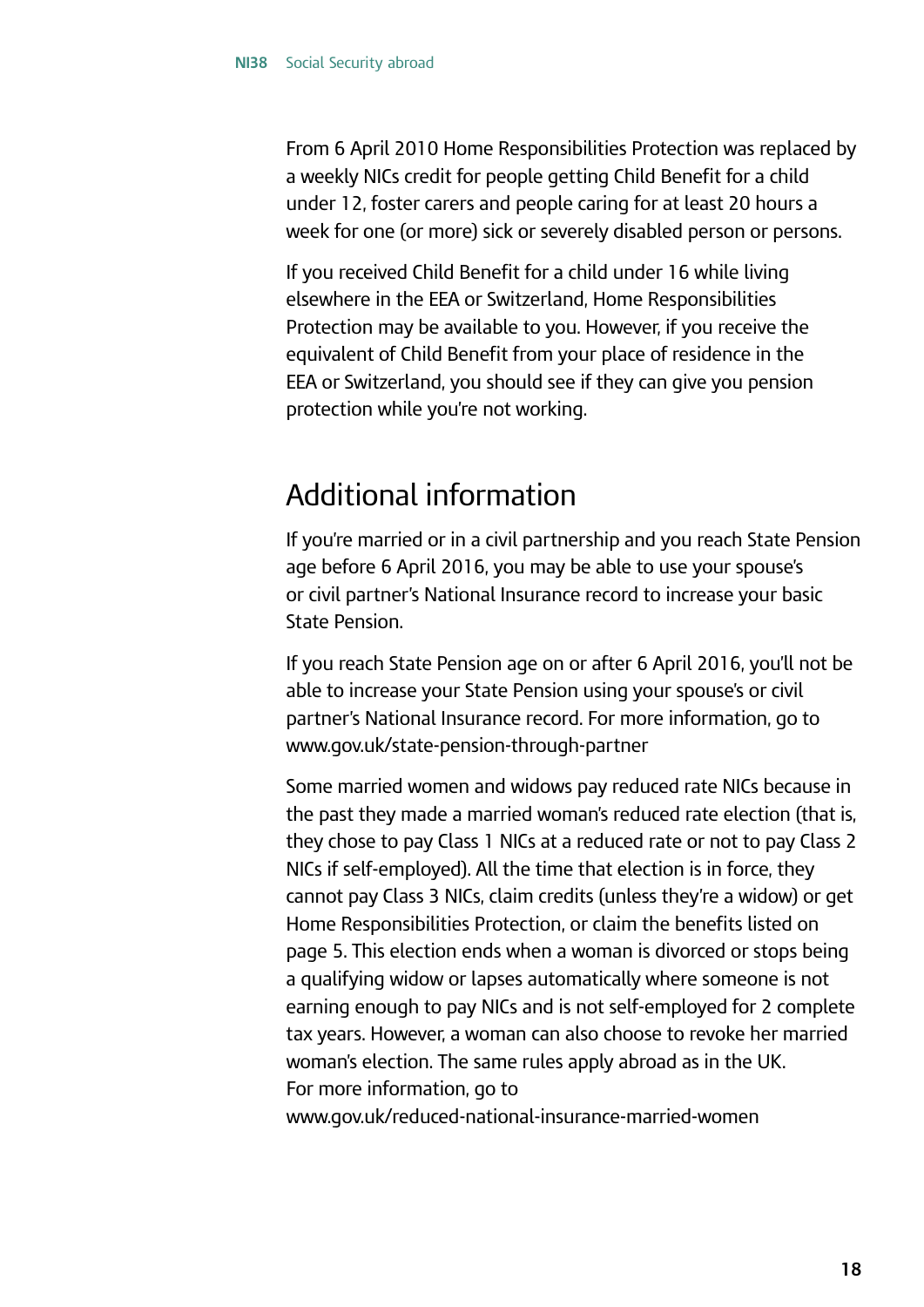From 6 April 2010 Home Responsibilities Protection was replaced by a weekly NICs credit for people getting Child Benefit for a child under 12, foster carers and people caring for at least 20 hours a week for one (or more) sick or severely disabled person or persons.

If you received Child Benefit for a child under 16 while living elsewhere in the EEA or Switzerland, Home Responsibilities Protection may be available to you. However, if you receive the equivalent of Child Benefit from your place of residence in the EEA or Switzerland, you should see if they can give you pension protection while you're not working.

## Additional information

If you're married or in a civil partnership and you reach State Pension age before 6 April 2016, you may be able to use your spouse's or civil partner's National Insurance record to increase your basic State Pension.

If you reach State Pension age on or after 6 April 2016, you'll not be able to increase your State Pension using your spouse's or civil partner's National Insurance record. For more information, go to www.gov.uk/state-pension-through-partner

Some married women and widows pay reduced rate NICs because in the past they made a married woman's reduced rate election (that is, they chose to pay Class 1 NICs at a reduced rate or not to pay Class 2 NICs if self-employed). All the time that election is in force, they cannot pay Class 3 NICs, claim credits (unless they're a widow) or get Home Responsibilities Protection, or claim the benefits listed on page 5. This election ends when a woman is divorced or stops being a qualifying widow or lapses automatically where someone is not earning enough to pay NICs and is not self-employed for 2 complete tax years. However, a woman can also choose to revoke her married woman's election. The same rules apply abroad as in the UK. For more information, go to www.gov.uk/reduced-national-insurance-married-women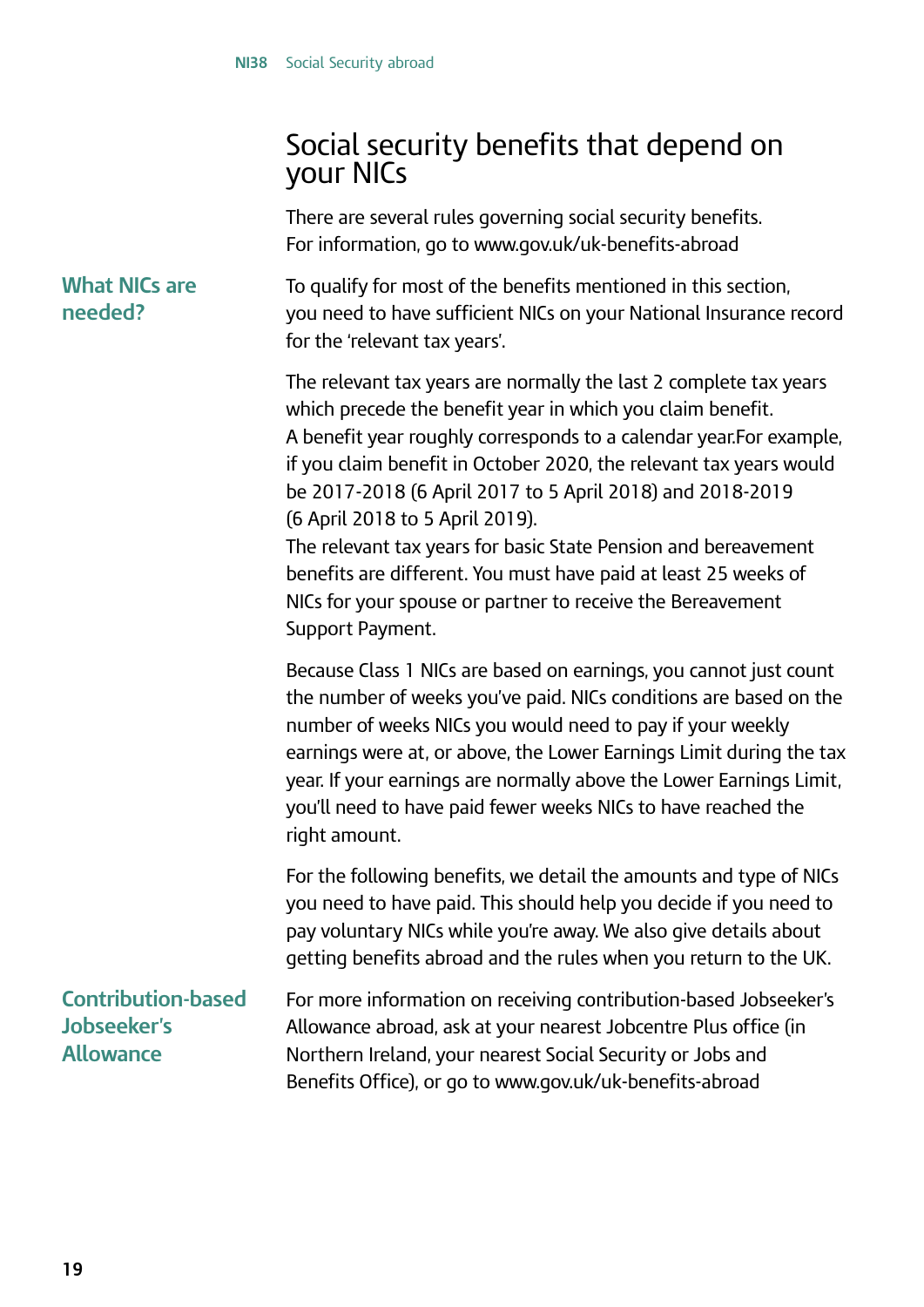# Social security benefits that depend on your NICs

There are several rules governing social security benefits. For information, go to www.gov.uk/uk-benefits-abroad

## What NICs are needed?

To qualify for most of the benefits mentioned in this section, you need to have sufficient NICs on your National Insurance record for the 'relevant tax years'.

The relevant tax years are normally the last 2 complete tax years which precede the benefit year in which you claim benefit. A benefit year roughly corresponds to a calendar year.For example, if you claim benefit in October 2020, the relevant tax years would be 2017-2018 (6 April 2017 to 5 April 2018) and 2018-2019 (6 April 2018 to 5 April 2019).
The relevant tax years for basic State Pension and bereavement benefits are different. You must have paid at least 25 weeks of NICs for your spouse or partner to receive the Bereavement Support Payment.

Because Class 1 NICs are based on earnings, you cannot just count the number of weeks you've paid. NICs conditions are based on the number of weeks NICs you would need to pay if your weekly earnings were at, or above, the Lower Earnings Limit during the tax year. If your earnings are normally above the Lower Earnings Limit, you'll need to have paid fewer weeks NICs to have reached the right amount.

For the following benefits, we detail the amounts and type of NICs you need to have paid. This should help you decide if you need to pay voluntary NICs while you're away. We also give details about getting benefits abroad and the rules when you return to the UK.

## Contribution-based Jobseeker's Allowance

For more information on receiving contribution-based Jobseeker's Allowance abroad, ask at your nearest Jobcentre Plus office (in Northern Ireland, your nearest Social Security or Jobs and Benefits Office), or go to www.gov.uk/uk-benefits-abroad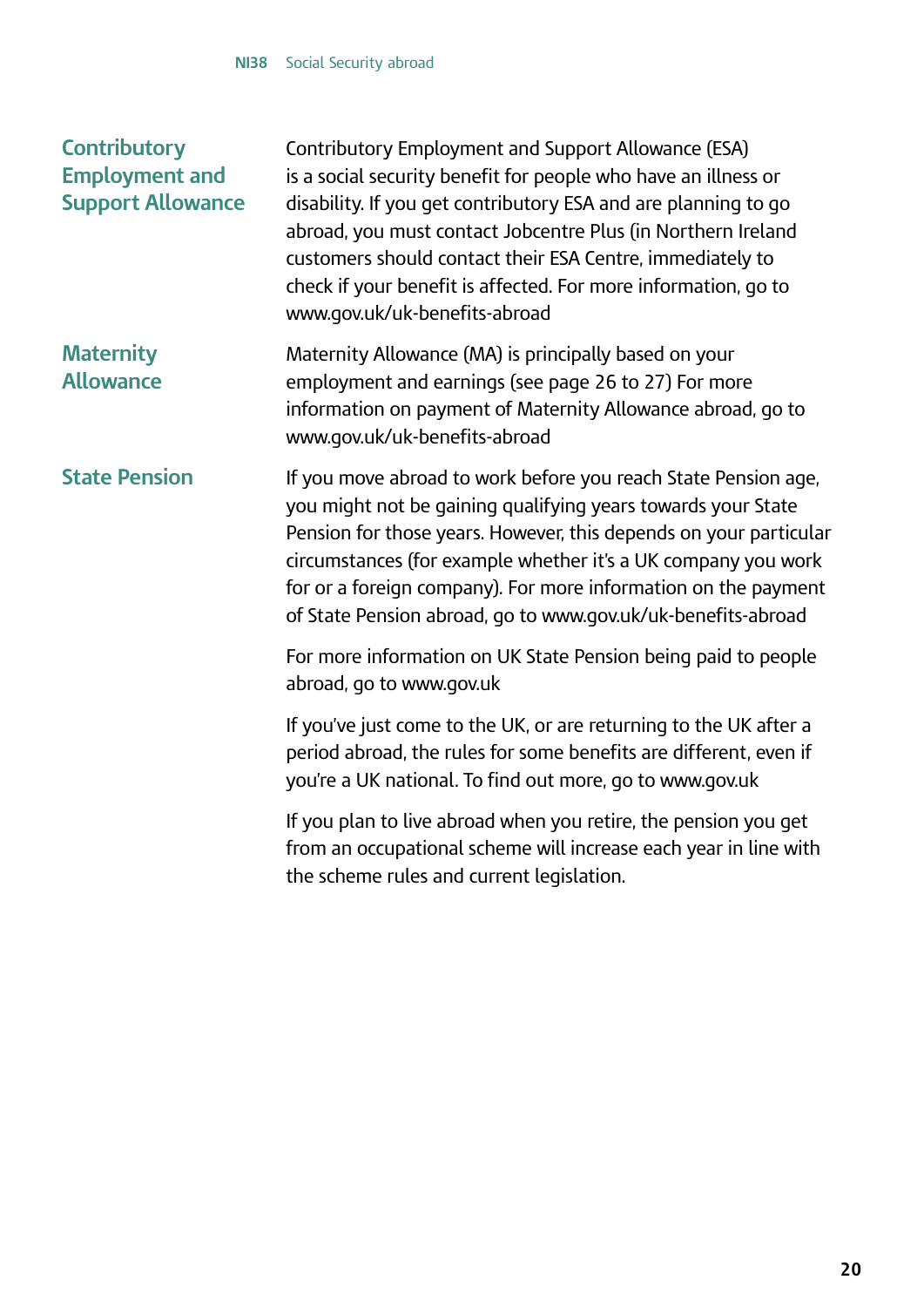### Contributory Employment and Support Allowance

Contributory Employment and Support Allowance (ESA) is a social security benefit for people who have an illness or disability. If you get contributory ESA and are planning to go abroad, you must contact Jobcentre Plus (in Northern Ireland customers should contact their ESA Centre, immediately to check if your benefit is affected. For more information, go to www.gov.uk/uk-benefits-abroad

### Maternity Allowance

Maternity Allowance (MA) is principally based on your employment and earnings (see page 26 to 27) For more information on payment of Maternity Allowance abroad, go to www.gov.uk/uk-benefits-abroad

### State Pension

If you move abroad to work before you reach State Pension age, you might not be gaining qualifying years towards your State Pension for those years. However, this depends on your particular circumstances (for example whether it's a UK company you work for or a foreign company). For more information on the payment of State Pension abroad, go to www.gov.uk/uk-benefits-abroad

For more information on UK State Pension being paid to people abroad, go to www.gov.uk

If you've just come to the UK, or are returning to the UK after a period abroad, the rules for some benefits are different, even if you're a UK national. To find out more, go to www.gov.uk

If you plan to live abroad when you retire, the pension you get from an occupational scheme will increase each year in line with the scheme rules and current legislation.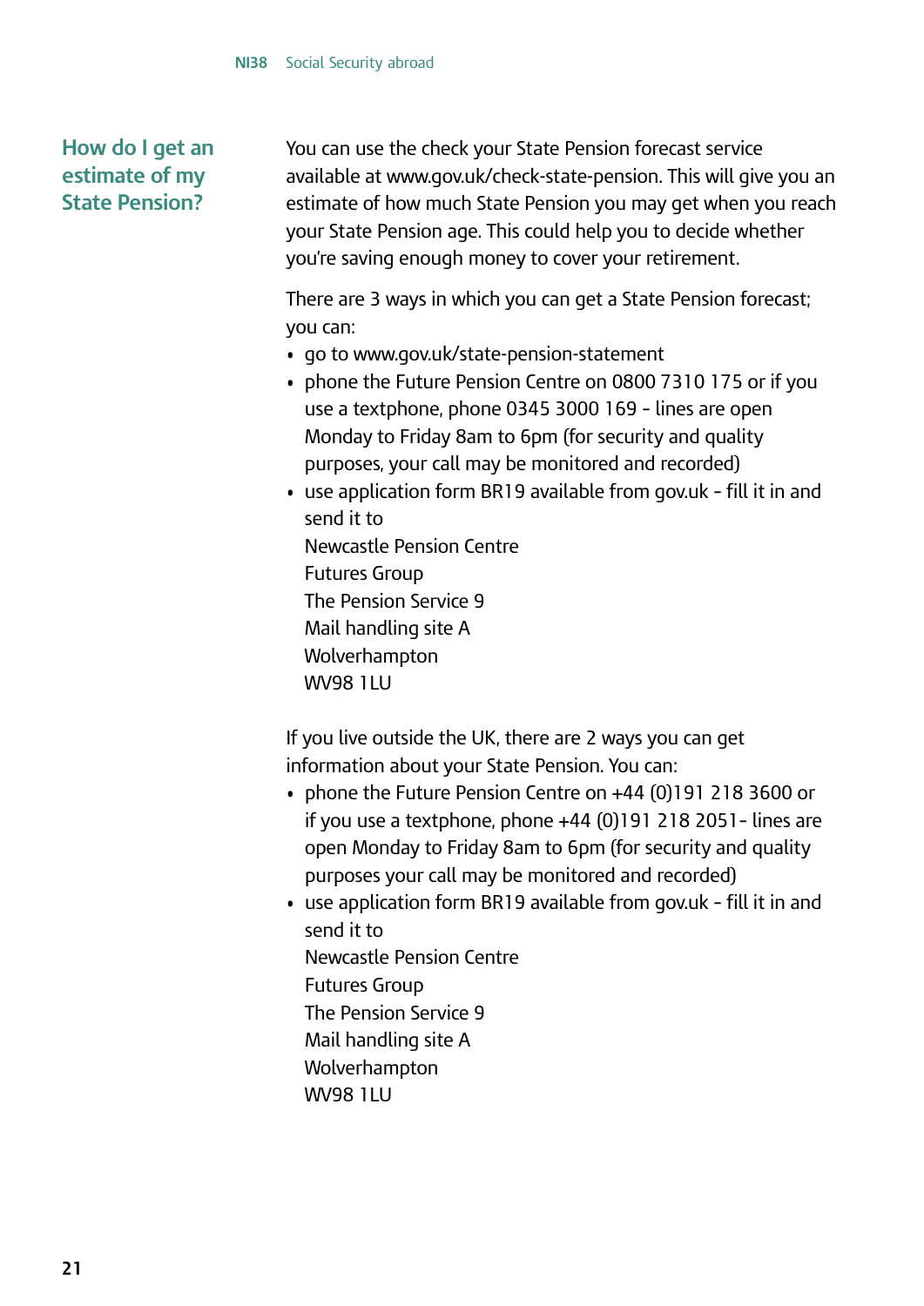## How do I get an estimate of my State Pension?

You can use the check your State Pension forecast service available at www.gov.uk/check-state-pension. This will give you an estimate of how much State Pension you may get when you reach your State Pension age. This could help you to decide whether you're saving enough money to cover your retirement.

There are 3 ways in which you can get a State Pension forecast; you can:

- go to www.gov.uk/state-pension-statement
- phone the Future Pension Centre on 0800 7310 175 or if you use a textphone, phone 0345 3000 169 - lines are open Monday to Friday 8am to 6pm (for security and quality purposes, your call may be monitored and recorded)
- use application form BR19 available from gov.uk - fill it in and send it to
  Newcastle Pension Centre
  Futures Group
  The Pension Service 9
  Mail handling site A
  Wolverhampton
  WV98 1LU

If you live outside the UK, there are 2 ways you can get information about your State Pension. You can:

- phone the Future Pension Centre on +44 (0)191 218 3600 or if you use a textphone, phone +44 (0)191 218 2051- lines are open Monday to Friday 8am to 6pm (for security and quality purposes your call may be monitored and recorded)
- use application form BR19 available from gov.uk - fill it in and send it to
  Newcastle Pension Centre
  Futures Group
  The Pension Service 9
  Mail handling site A
  Wolverhampton
  WV98 1LU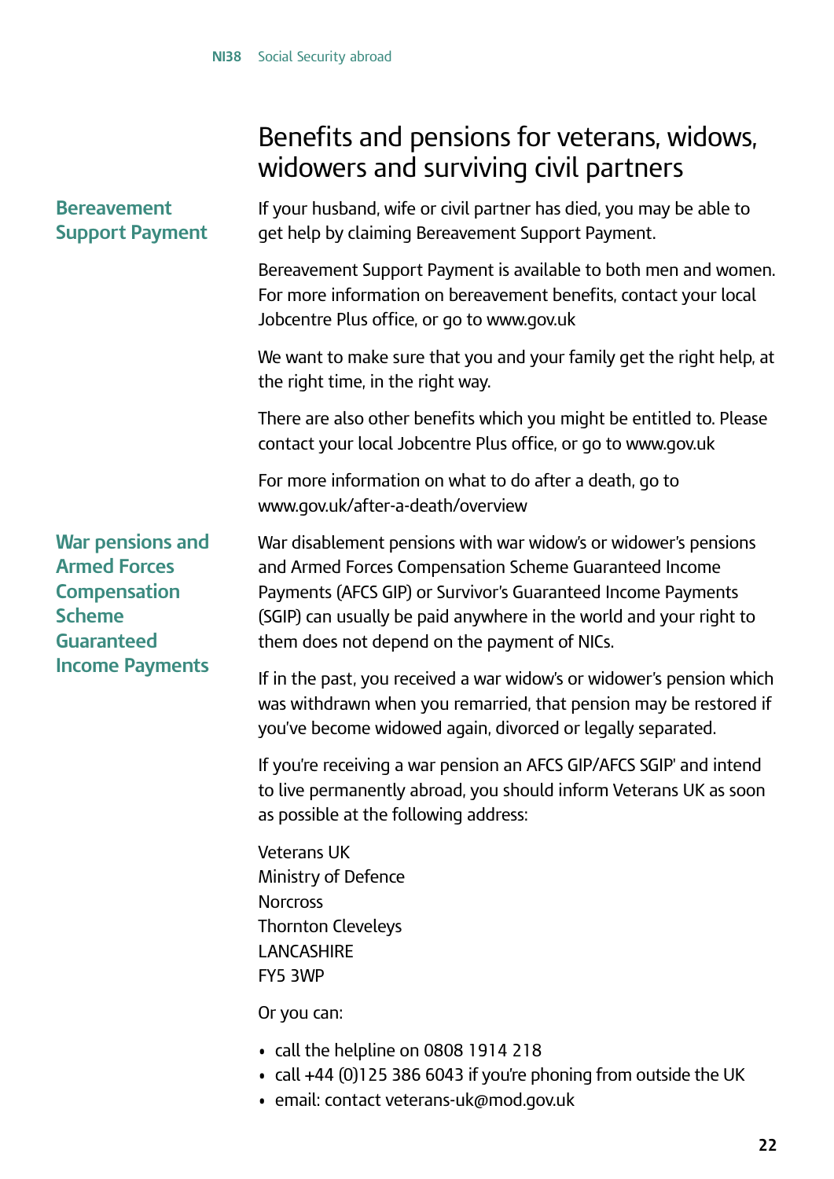# Benefits and pensions for veterans, widows, widowers and surviving civil partners

## Bereavement Support Payment

If your husband, wife or civil partner has died, you may be able to get help by claiming Bereavement Support Payment.

Bereavement Support Payment is available to both men and women. For more information on bereavement benefits, contact your local Jobcentre Plus office, or go to www.gov.uk

We want to make sure that you and your family get the right help, at the right time, in the right way.

There are also other benefits which you might be entitled to. Please contact your local Jobcentre Plus office, or go to www.gov.uk

For more information on what to do after a death, go to www.gov.uk/after-a-death/overview

## War pensions and Armed Forces Compensation Scheme Guaranteed Income Payments

War disablement pensions with war widow's or widower's pensions and Armed Forces Compensation Scheme Guaranteed Income Payments (AFCS GIP) or Survivor's Guaranteed Income Payments (SGIP) can usually be paid anywhere in the world and your right to them does not depend on the payment of NICs.

If in the past, you received a war widow's or widower's pension which was withdrawn when you remarried, that pension may be restored if you've become widowed again, divorced or legally separated.

If you're receiving a war pension an AFCS GIP/AFCS SGIP' and intend to live permanently abroad, you should inform Veterans UK as soon as possible at the following address:

Veterans UK
Ministry of Defence
Norcross
Thornton Cleveleys
LANCASHIRE
FY5 3WP

Or you can:

- call the helpline on 0808 1914 218
- call +44 (0)125 386 6043 if you're phoning from outside the UK
- email: contact veterans-uk@mod.gov.uk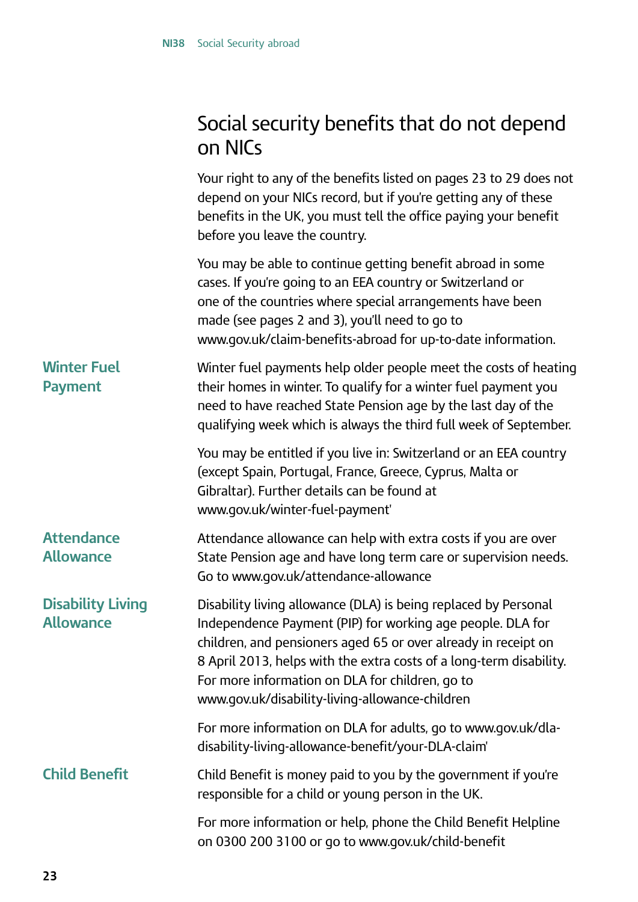# Social security benefits that do not depend on NICs

Your right to any of the benefits listed on pages 23 to 29 does not depend on your NICs record, but if you're getting any of these benefits in the UK, you must tell the office paying your benefit before you leave the country.

You may be able to continue getting benefit abroad in some cases. If you're going to an EEA country or Switzerland or one of the countries where special arrangements have been made (see pages 2 and 3), you'll need to go to www.gov.uk/claim-benefits-abroad for up-to-date information.

## Winter Fuel Payment

Winter fuel payments help older people meet the costs of heating their homes in winter. To qualify for a winter fuel payment you need to have reached State Pension age by the last day of the qualifying week which is always the third full week of September.

You may be entitled if you live in: Switzerland or an EEA country (except Spain, Portugal, France, Greece, Cyprus, Malta or Gibraltar). Further details can be found at www.gov.uk/winter-fuel-payment'

## Attendance Allowance

Attendance allowance can help with extra costs if you are over State Pension age and have long term care or supervision needs. Go to www.gov.uk/attendance-allowance

## Disability Living Allowance

Disability living allowance (DLA) is being replaced by Personal Independence Payment (PIP) for working age people. DLA for children, and pensioners aged 65 or over already in receipt on 8 April 2013, helps with the extra costs of a long-term disability. For more information on DLA for children, go to www.gov.uk/disability-living-allowance-children

For more information on DLA for adults, go to www.gov.uk/dla-disability-living-allowance-benefit/your-DLA-claim'

## Child Benefit

Child Benefit is money paid to you by the government if you're responsible for a child or young person in the UK.

For more information or help, phone the Child Benefit Helpline on 0300 200 3100 or go to www.gov.uk/child-benefit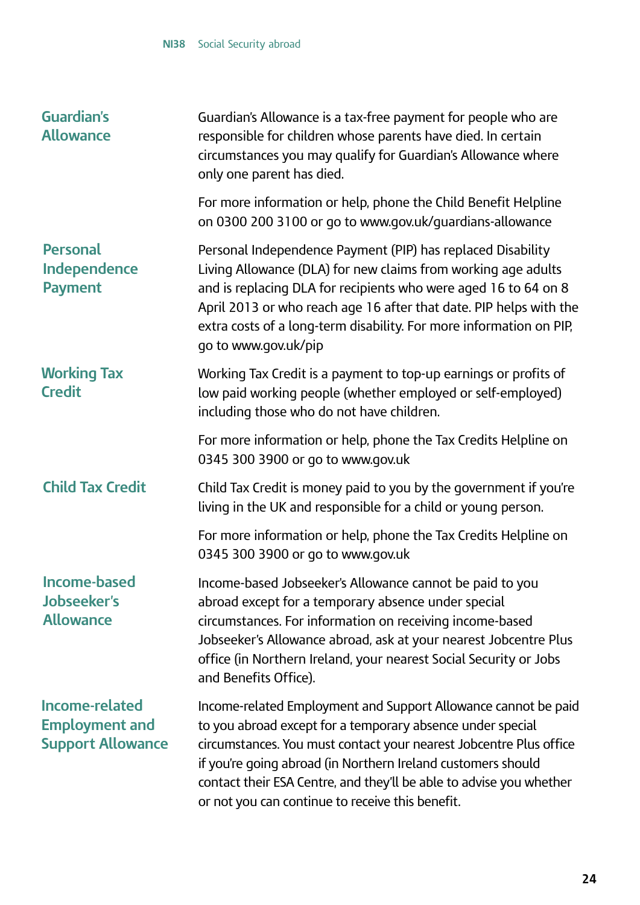## Guardian's Allowance

Guardian's Allowance is a tax-free payment for people who are responsible for children whose parents have died. In certain circumstances you may qualify for Guardian's Allowance where only one parent has died.

For more information or help, phone the Child Benefit Helpline on 0300 200 3100 or go to www.gov.uk/guardians-allowance

## Personal Independence Payment

Personal Independence Payment (PIP) has replaced Disability Living Allowance (DLA) for new claims from working age adults and is replacing DLA for recipients who were aged 16 to 64 on 8 April 2013 or who reach age 16 after that date. PIP helps with the extra costs of a long-term disability. For more information on PIP, go to www.gov.uk/pip

## Working Tax Credit

Working Tax Credit is a payment to top-up earnings or profits of low paid working people (whether employed or self-employed) including those who do not have children.

For more information or help, phone the Tax Credits Helpline on 0345 300 3900 or go to www.gov.uk

## Child Tax Credit

Child Tax Credit is money paid to you by the government if you're living in the UK and responsible for a child or young person.

For more information or help, phone the Tax Credits Helpline on 0345 300 3900 or go to www.gov.uk

## Income-based Jobseeker's Allowance

Income-based Jobseeker's Allowance cannot be paid to you abroad except for a temporary absence under special circumstances. For information on receiving income-based Jobseeker's Allowance abroad, ask at your nearest Jobcentre Plus office (in Northern Ireland, your nearest Social Security or Jobs and Benefits Office).

## Income-related Employment and Support Allowance

Income-related Employment and Support Allowance cannot be paid to you abroad except for a temporary absence under special circumstances. You must contact your nearest Jobcentre Plus office if you're going abroad (in Northern Ireland customers should contact their ESA Centre, and they'll be able to advise you whether or not you can continue to receive this benefit.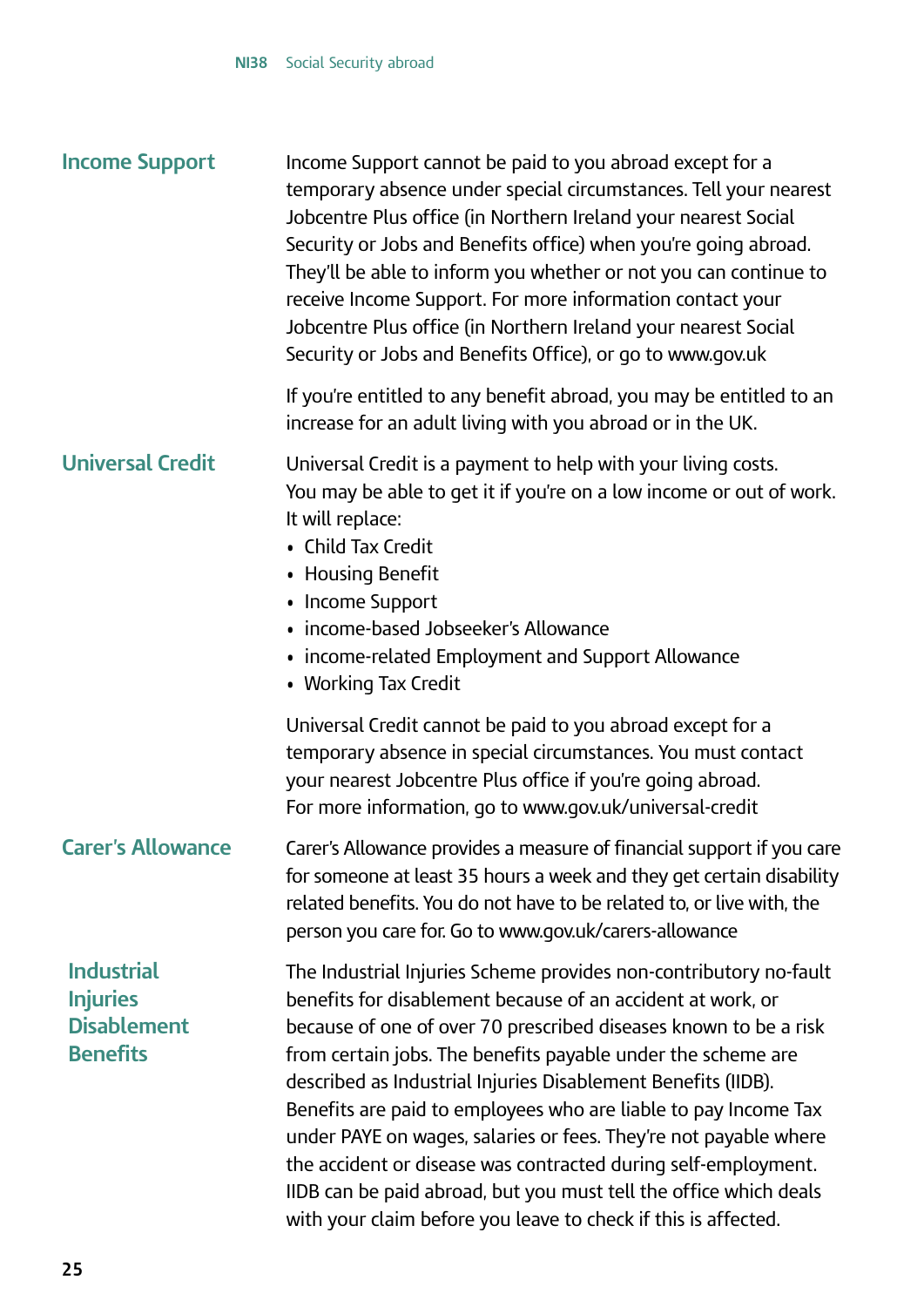## Income Support

Income Support cannot be paid to you abroad except for a temporary absence under special circumstances. Tell your nearest Jobcentre Plus office (in Northern Ireland your nearest Social Security or Jobs and Benefits office) when you're going abroad. They'll be able to inform you whether or not you can continue to receive Income Support. For more information contact your Jobcentre Plus office (in Northern Ireland your nearest Social Security or Jobs and Benefits Office), or go to www.gov.uk

If you're entitled to any benefit abroad, you may be entitled to an increase for an adult living with you abroad or in the UK.

## Universal Credit

Universal Credit is a payment to help with your living costs. You may be able to get it if you're on a low income or out of work. It will replace:

- Child Tax Credit
- Housing Benefit
- Income Support
- income-based Jobseeker's Allowance
- income-related Employment and Support Allowance
- Working Tax Credit

Universal Credit cannot be paid to you abroad except for a temporary absence in special circumstances. You must contact your nearest Jobcentre Plus office if you're going abroad. For more information, go to www.gov.uk/universal-credit

## Carer's Allowance

Carer's Allowance provides a measure of financial support if you care for someone at least 35 hours a week and they get certain disability related benefits. You do not have to be related to, or live with, the person you care for. Go to www.gov.uk/carers-allowance

## Industrial Injuries Disablement Benefits

The Industrial Injuries Scheme provides non-contributory no-fault benefits for disablement because of an accident at work, or because of one of over 70 prescribed diseases known to be a risk from certain jobs. The benefits payable under the scheme are described as Industrial Injuries Disablement Benefits (IIDB). Benefits are paid to employees who are liable to pay Income Tax under PAYE on wages, salaries or fees. They're not payable where the accident or disease was contracted during self-employment. IIDB can be paid abroad, but you must tell the office which deals with your claim before you leave to check if this is affected.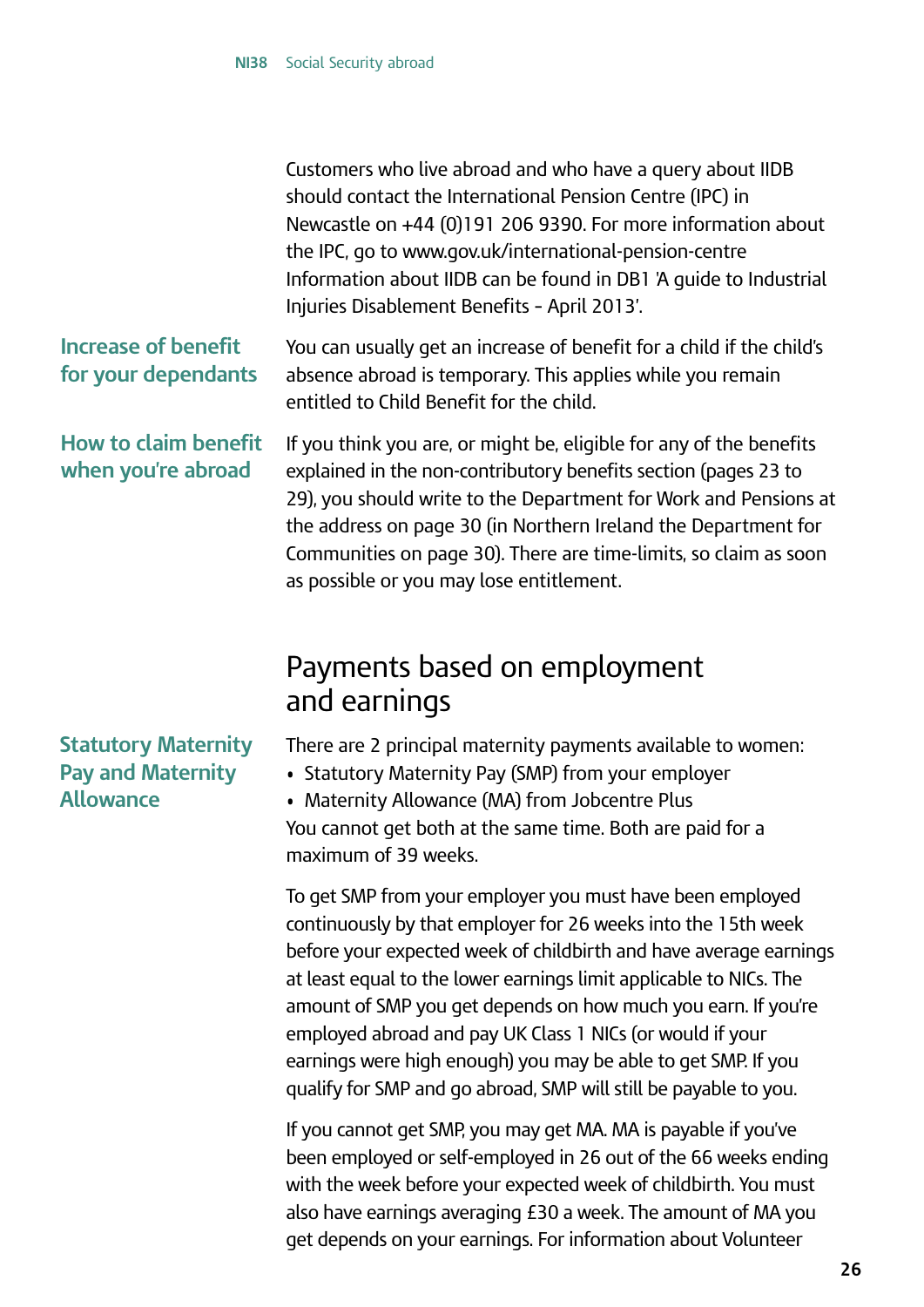Customers who live abroad and who have a query about IIDB should contact the International Pension Centre (IPC) in Newcastle on +44 (0)191 206 9390. For more information about the IPC, go to www.gov.uk/international-pension-centre Information about IIDB can be found in DB1 'A guide to Industrial Injuries Disablement Benefits - April 2013'.

### Increase of benefit for your dependants

You can usually get an increase of benefit for a child if the child's absence abroad is temporary. This applies while you remain entitled to Child Benefit for the child.

### How to claim benefit when you're abroad

If you think you are, or might be, eligible for any of the benefits explained in the non-contributory benefits section (pages 23 to 29), you should write to the Department for Work and Pensions at the address on page 30 (in Northern Ireland the Department for Communities on page 30). There are time-limits, so claim as soon as possible or you may lose entitlement.

## Payments based on employment and earnings

### Statutory Maternity Pay and Maternity Allowance

There are 2 principal maternity payments available to women:

- Statutory Maternity Pay (SMP) from your employer
- Maternity Allowance (MA) from Jobcentre Plus

You cannot get both at the same time. Both are paid for a maximum of 39 weeks.

To get SMP from your employer you must have been employed continuously by that employer for 26 weeks into the 15th week before your expected week of childbirth and have average earnings at least equal to the lower earnings limit applicable to NICs. The amount of SMP you get depends on how much you earn. If you're employed abroad and pay UK Class 1 NICs (or would if your earnings were high enough) you may be able to get SMP. If you qualify for SMP and go abroad, SMP will still be payable to you.

If you cannot get SMP, you may get MA. MA is payable if you've been employed or self-employed in 26 out of the 66 weeks ending with the week before your expected week of childbirth. You must also have earnings averaging £30 a week. The amount of MA you get depends on your earnings. For information about Volunteer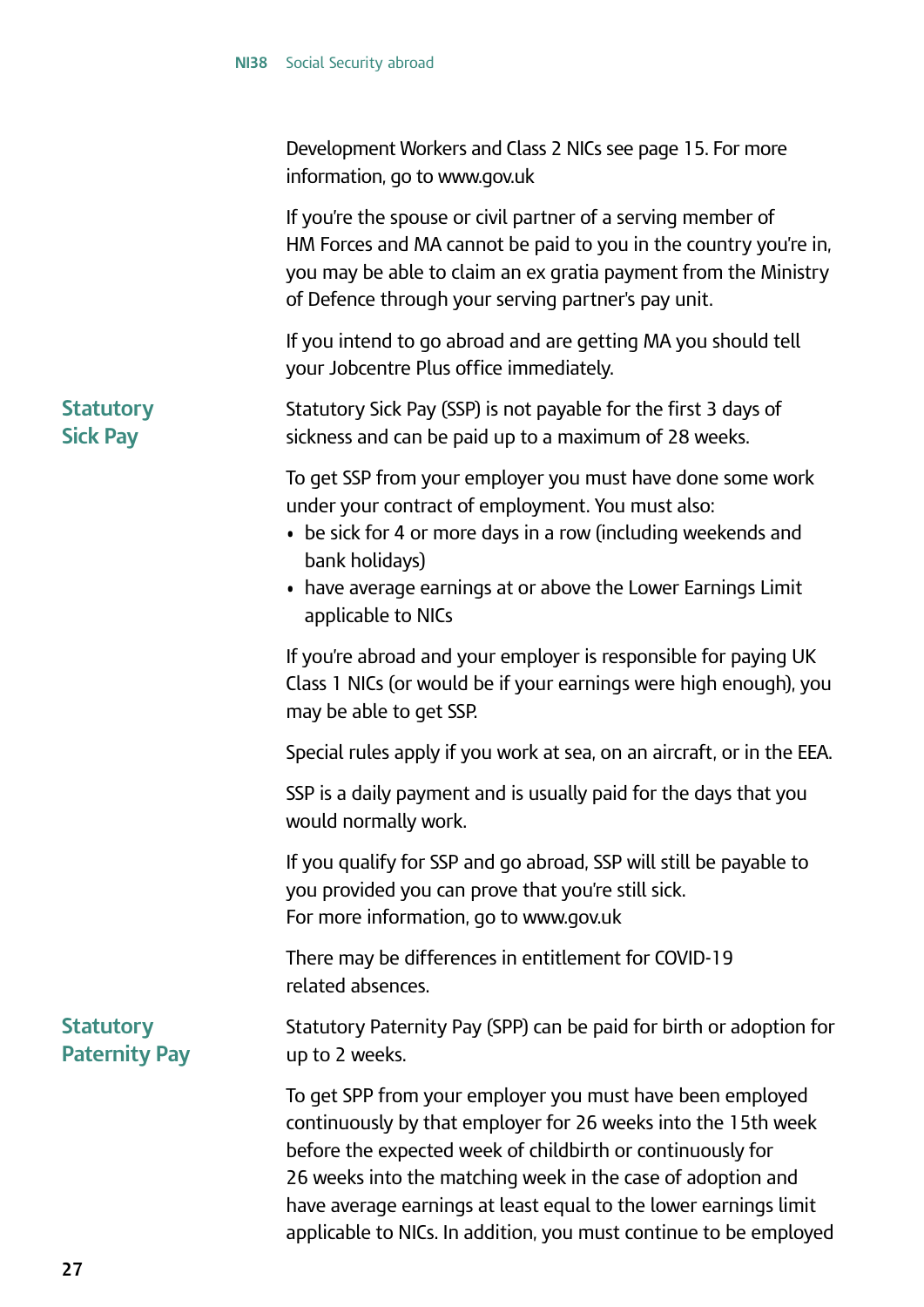Development Workers and Class 2 NICs see page 15. For more information, go to www.gov.uk

If you're the spouse or civil partner of a serving member of HM Forces and MA cannot be paid to you in the country you're in, you may be able to claim an ex gratia payment from the Ministry of Defence through your serving partner's pay unit.

If you intend to go abroad and are getting MA you should tell your Jobcentre Plus office immediately.

## Statutory Sick Pay

Statutory Sick Pay (SSP) is not payable for the first 3 days of sickness and can be paid up to a maximum of 28 weeks.

To get SSP from your employer you must have done some work under your contract of employment. You must also:

- be sick for 4 or more days in a row (including weekends and bank holidays)
- have average earnings at or above the Lower Earnings Limit applicable to NICs

If you're abroad and your employer is responsible for paying UK Class 1 NICs (or would be if your earnings were high enough), you may be able to get SSP.

Special rules apply if you work at sea, on an aircraft, or in the EEA.

SSP is a daily payment and is usually paid for the days that you would normally work.

If you qualify for SSP and go abroad, SSP will still be payable to you provided you can prove that you're still sick. For more information, go to www.gov.uk

There may be differences in entitlement for COVID-19 related absences.

## Statutory Paternity Pay

Statutory Paternity Pay (SPP) can be paid for birth or adoption for up to 2 weeks.

To get SPP from your employer you must have been employed continuously by that employer for 26 weeks into the 15th week before the expected week of childbirth or continuously for 26 weeks into the matching week in the case of adoption and have average earnings at least equal to the lower earnings limit applicable to NICs. In addition, you must continue to be employed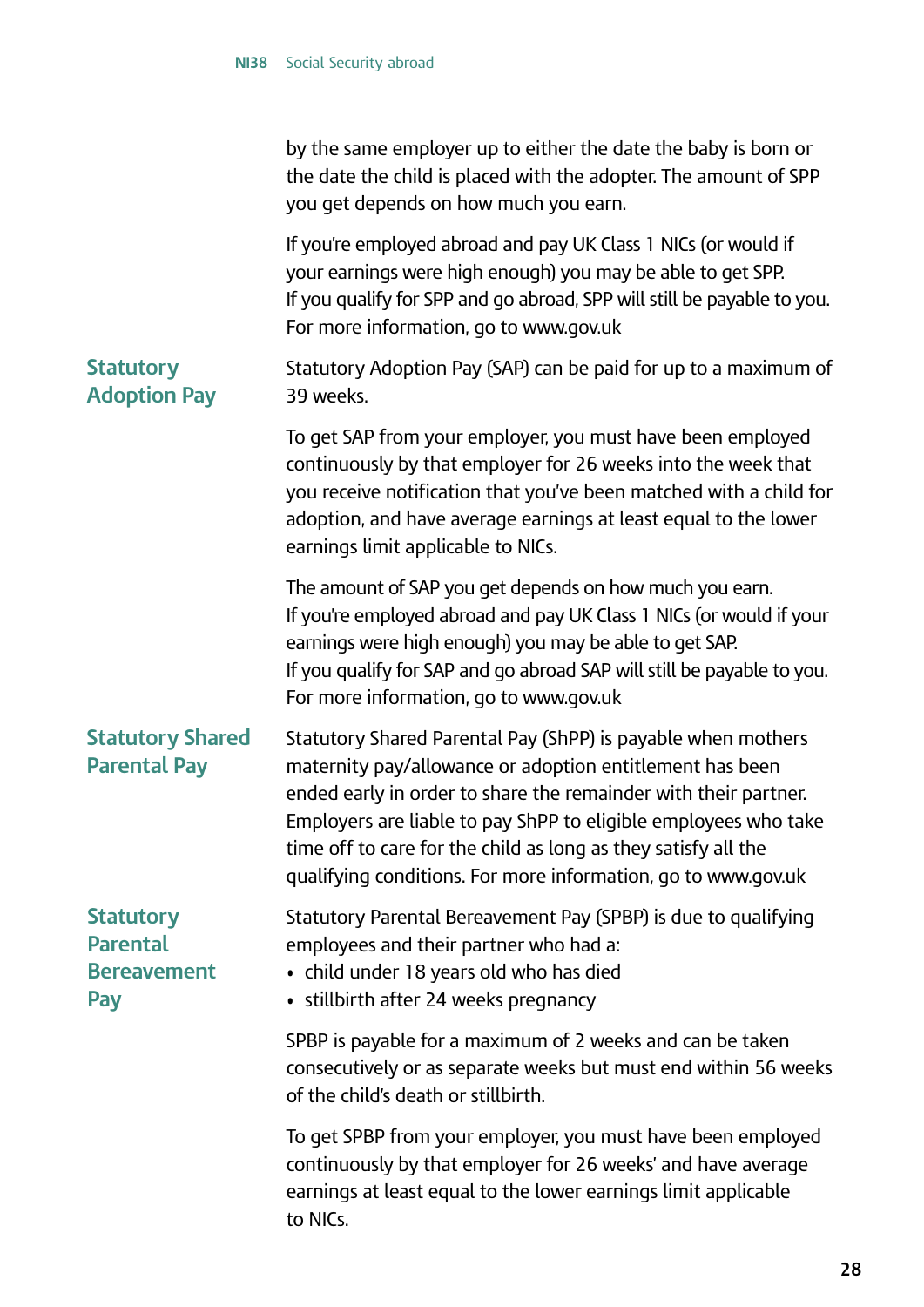by the same employer up to either the date the baby is born or the date the child is placed with the adopter. The amount of SPP you get depends on how much you earn.

If you're employed abroad and pay UK Class 1 NICs (or would if your earnings were high enough) you may be able to get SPP. If you qualify for SPP and go abroad, SPP will still be payable to you. For more information, go to www.gov.uk

## Statutory Adoption Pay

Statutory Adoption Pay (SAP) can be paid for up to a maximum of 39 weeks.

To get SAP from your employer, you must have been employed continuously by that employer for 26 weeks into the week that you receive notification that you've been matched with a child for adoption, and have average earnings at least equal to the lower earnings limit applicable to NICs.

The amount of SAP you get depends on how much you earn.
If you're employed abroad and pay UK Class 1 NICs (or would if your earnings were high enough) you may be able to get SAP.
If you qualify for SAP and go abroad SAP will still be payable to you.
For more information, go to www.gov.uk

## Statutory Shared Parental Pay

Statutory Shared Parental Pay (ShPP) is payable when mothers maternity pay/allowance or adoption entitlement has been ended early in order to share the remainder with their partner. Employers are liable to pay ShPP to eligible employees who take time off to care for the child as long as they satisfy all the qualifying conditions. For more information, go to www.gov.uk

## Statutory Parental Bereavement Pay

Statutory Parental Bereavement Pay (SPBP) is due to qualifying employees and their partner who had a:

- child under 18 years old who has died
- stillbirth after 24 weeks pregnancy

SPBP is payable for a maximum of 2 weeks and can be taken consecutively or as separate weeks but must end within 56 weeks of the child's death or stillbirth.

To get SPBP from your employer, you must have been employed continuously by that employer for 26 weeks' and have average earnings at least equal to the lower earnings limit applicable to NICs.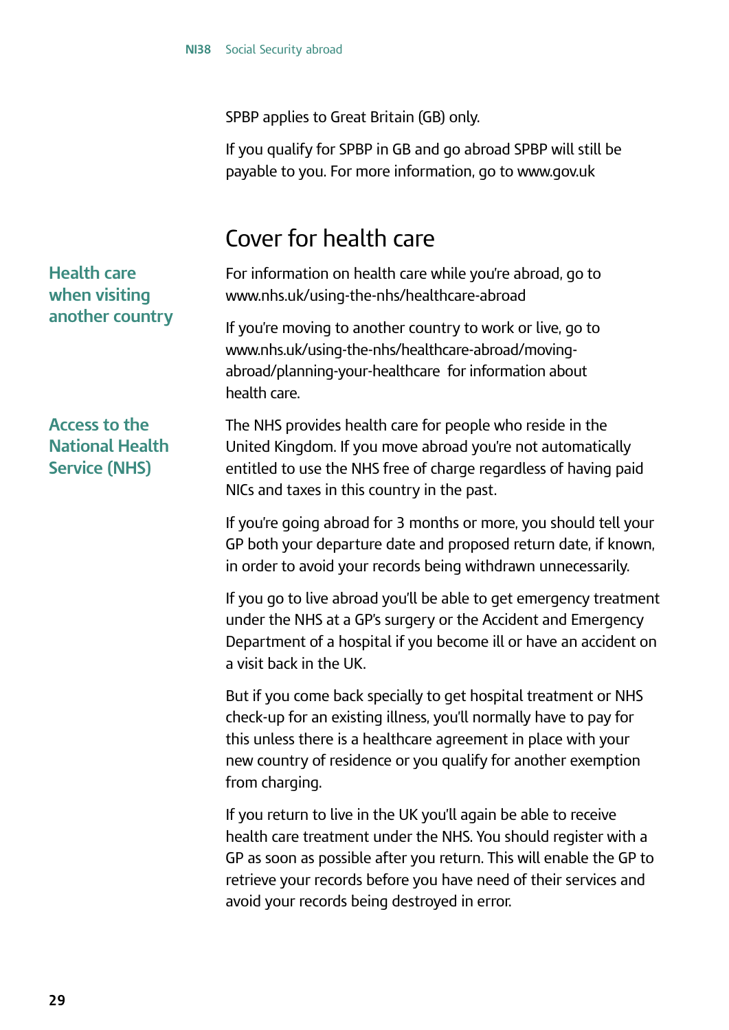SPBP applies to Great Britain (GB) only.

If you qualify for SPBP in GB and go abroad SPBP will still be payable to you. For more information, go to www.gov.uk

## Cover for health care

### Health care when visiting another country

For information on health care while you're abroad, go to www.nhs.uk/using-the-nhs/healthcare-abroad

If you're moving to another country to work or live, go to www.nhs.uk/using-the-nhs/healthcare-abroad/moving-abroad/planning-your-healthcare for information about health care.

### Access to the National Health Service (NHS)

The NHS provides health care for people who reside in the United Kingdom. If you move abroad you're not automatically entitled to use the NHS free of charge regardless of having paid NICs and taxes in this country in the past.

If you're going abroad for 3 months or more, you should tell your GP both your departure date and proposed return date, if known, in order to avoid your records being withdrawn unnecessarily.

If you go to live abroad you'll be able to get emergency treatment under the NHS at a GP's surgery or the Accident and Emergency Department of a hospital if you become ill or have an accident on a visit back in the UK.

But if you come back specially to get hospital treatment or NHS check-up for an existing illness, you'll normally have to pay for this unless there is a healthcare agreement in place with your new country of residence or you qualify for another exemption from charging.

If you return to live in the UK you'll again be able to receive health care treatment under the NHS. You should register with a GP as soon as possible after you return. This will enable the GP to retrieve your records before you have need of their services and avoid your records being destroyed in error.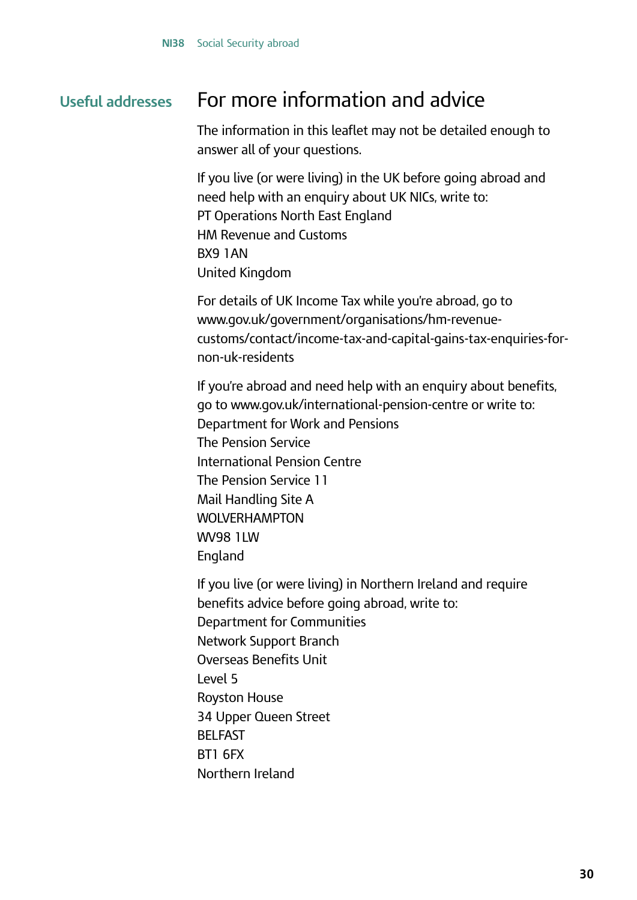## Useful addresses

# For more information and advice

The information in this leaflet may not be detailed enough to answer all of your questions.

If you live (or were living) in the UK before going abroad and need help with an enquiry about UK NICs, write to:
PT Operations North East England
HM Revenue and Customs
BX9 1AN
United Kingdom

For details of UK Income Tax while you're abroad, go to www.gov.uk/government/organisations/hm-revenue-customs/contact/income-tax-and-capital-gains-tax-enquiries-for-non-uk-residents

If you're abroad and need help with an enquiry about benefits, go to www.gov.uk/international-pension-centre or write to:
Department for Work and Pensions
The Pension Service
International Pension Centre
The Pension Service 11
Mail Handling Site A
WOLVERHAMPTON
WV98 1LW
England

If you live (or were living) in Northern Ireland and require benefits advice before going abroad, write to:
Department for Communities
Network Support Branch
Overseas Benefits Unit
Level 5
Royston House
34 Upper Queen Street
BELFAST
BT1 6FX
Northern Ireland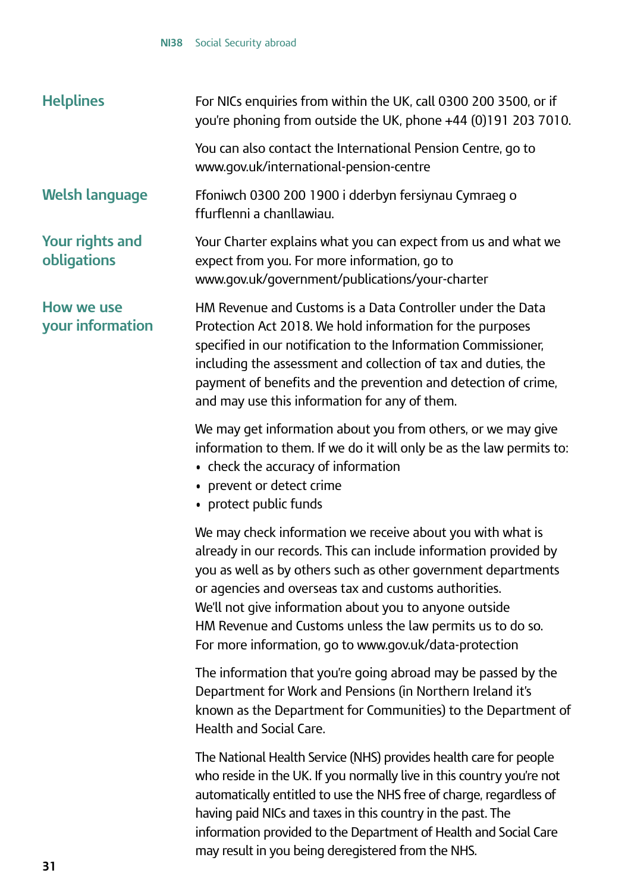## Helplines

For NICs enquiries from within the UK, call 0300 200 3500, or if you're phoning from outside the UK, phone +44 (0)191 203 7010.

You can also contact the International Pension Centre, go to www.gov.uk/international-pension-centre

## Welsh language

Ffoniwch 0300 200 1900 i dderbyn fersiynau Cymraeg o ffurflenni a chanllawiau.

## Your rights and obligations

Your Charter explains what you can expect from us and what we expect from you. For more information, go to www.gov.uk/government/publications/your-charter

## How we use your information

HM Revenue and Customs is a Data Controller under the Data Protection Act 2018. We hold information for the purposes specified in our notification to the Information Commissioner, including the assessment and collection of tax and duties, the payment of benefits and the prevention and detection of crime, and may use this information for any of them.

We may get information about you from others, or we may give information to them. If we do it will only be as the law permits to:

- check the accuracy of information
- prevent or detect crime
- protect public funds

We may check information we receive about you with what is already in our records. This can include information provided by you as well as by others such as other government departments or agencies and overseas tax and customs authorities. We'll not give information about you to anyone outside HM Revenue and Customs unless the law permits us to do so. For more information, go to www.gov.uk/data-protection

The information that you're going abroad may be passed by the Department for Work and Pensions (in Northern Ireland it's known as the Department for Communities) to the Department of Health and Social Care.

The National Health Service (NHS) provides health care for people who reside in the UK. If you normally live in this country you're not automatically entitled to use the NHS free of charge, regardless of having paid NICs and taxes in this country in the past. The information provided to the Department of Health and Social Care may result in you being deregistered from the NHS.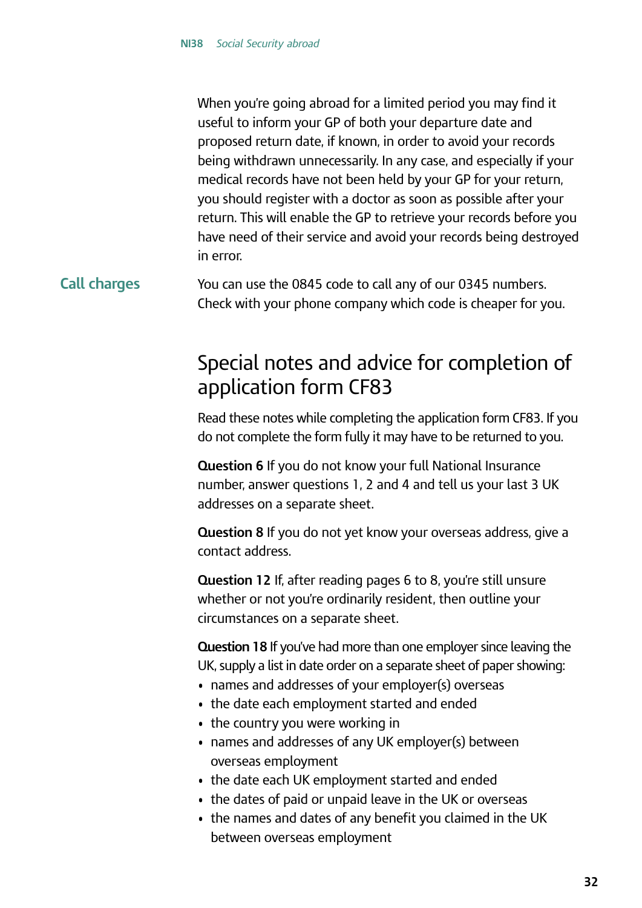When you're going abroad for a limited period you may find it useful to inform your GP of both your departure date and proposed return date, if known, in order to avoid your records being withdrawn unnecessarily. In any case, and especially if your medical records have not been held by your GP for your return, you should register with a doctor as soon as possible after your return. This will enable the GP to retrieve your records before you have need of their service and avoid your records being destroyed in error.

### Call charges

You can use the 0845 code to call any of our 0345 numbers. Check with your phone company which code is cheaper for you.

## Special notes and advice for completion of application form CF83

Read these notes while completing the application form CF83. If you do not complete the form fully it may have to be returned to you.

**Question 6** If you do not know your full National Insurance number, answer questions 1, 2 and 4 and tell us your last 3 UK addresses on a separate sheet.

**Question 8** If you do not yet know your overseas address, give a contact address.

**Question 12** If, after reading pages 6 to 8, you're still unsure whether or not you're ordinarily resident, then outline your circumstances on a separate sheet.

**Question 18** If you've had more than one employer since leaving the UK, supply a list in date order on a separate sheet of paper showing:

- names and addresses of your employer(s) overseas
- the date each employment started and ended
- the country you were working in
- names and addresses of any UK employer(s) between overseas employment
- the date each UK employment started and ended
- the dates of paid or unpaid leave in the UK or overseas
- the names and dates of any benefit you claimed in the UK between overseas employment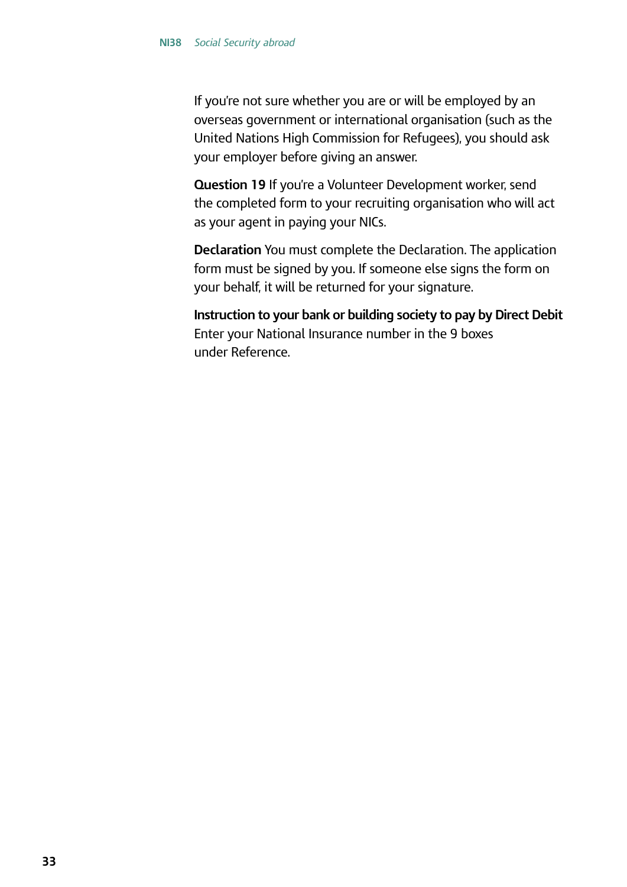If you're not sure whether you are or will be employed by an overseas government or international organisation (such as the United Nations High Commission for Refugees), you should ask your employer before giving an answer.

**Question 19** If you're a Volunteer Development worker, send the completed form to your recruiting organisation who will act as your agent in paying your NICs.

**Declaration** You must complete the Declaration. The application form must be signed by you. If someone else signs the form on your behalf, it will be returned for your signature.

**Instruction to your bank or building society to pay by Direct Debit**
Enter your National Insurance number in the 9 boxes under Reference.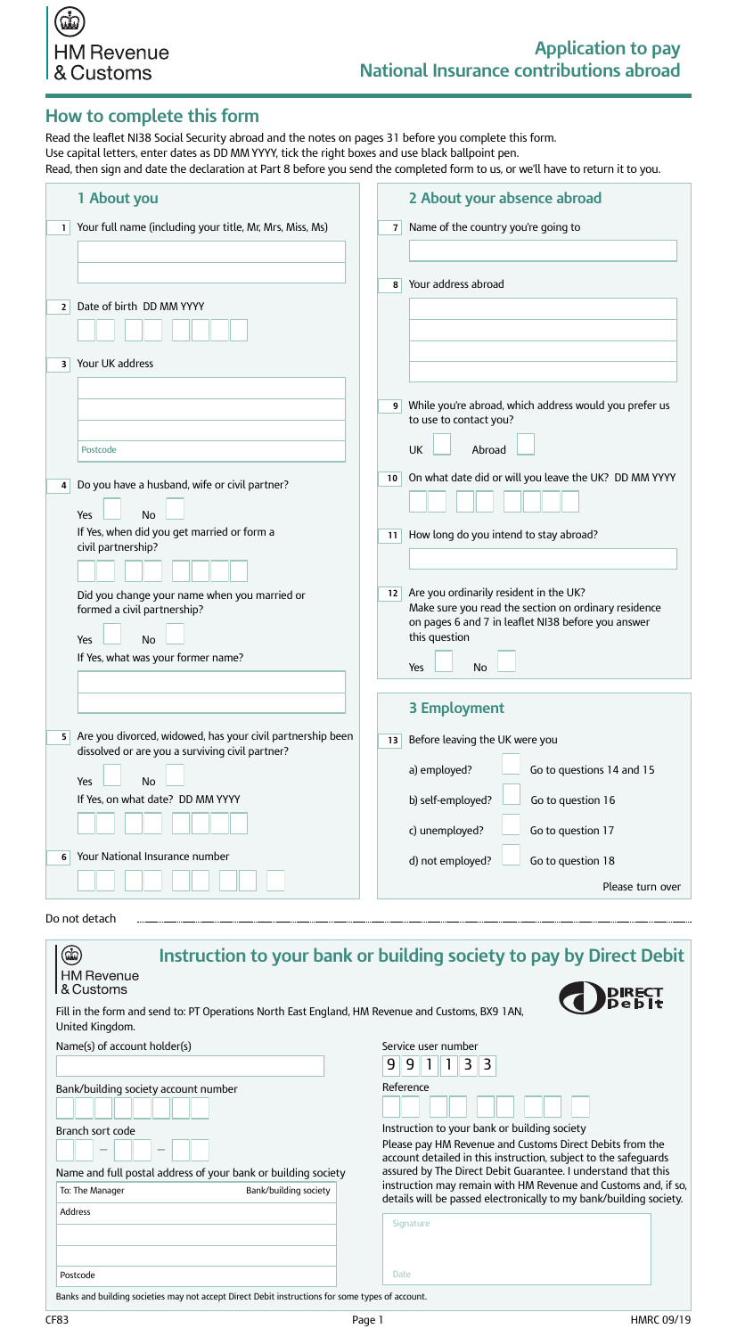HM Revenue & Customs

# Application to pay National Insurance contributions abroad

## How to complete this form

Read the leaflet NI38 Social Security abroad and the notes on pages 31 before you complete this form.
Use capital letters, enter dates as DD MM YYYY, tick the right boxes and use black ballpoint pen.
Read, then sign and date the declaration at Part 8 before you send the completed form to us, or we'll have to return it to you.

### 1 About you

**1** Your full name (including your title, Mr, Mrs, Miss, Ms)

**2** Date of birth DD MM YYYY

**3** Your UK address

Postcode

**4** Do you have a husband, wife or civil partner?

Yes ☐ No ☐

If Yes, when did you get married or form a civil partnership?

Did you change your name when you married or formed a civil partnership?

Yes ☐ No ☐

If Yes, what was your former name?

**5** Are you divorced, widowed, has your civil partnership been dissolved or are you a surviving civil partner?

Yes ☐ No ☐

If Yes, on what date? DD MM YYYY

**6** Your National Insurance number

### 2 About your absence abroad

**7** Name of the country you're going to

**8** Your address abroad

**9** While you're abroad, which address would you prefer us to use to contact you?

UK ☐ Abroad ☐

**10** On what date did or will you leave the UK? DD MM YYYY

**11** How long do you intend to stay abroad?

**12** Are you ordinarily resident in the UK?
Make sure you read the section on ordinary residence on pages 6 and 7 in leaflet NI38 before you answer this question

Yes ☐ No ☐

### 3 Employment

**13** Before leaving the UK were you

a) employed? ☐ Go to questions 14 and 15

b) self-employed? ☐ Go to question 16

c) unemployed? ☐ Go to question 17

d) not employed? ☐ Go to question 18

Please turn over

Do not detach

---

HM Revenue & Customs

## Instruction to your bank or building society to pay by Direct Debit

DIRECT Debit

Fill in the form and send to: PT Operations North East England, HM Revenue and Customs, BX9 1AN, United Kingdom.

Name(s) of account holder(s)

Bank/building society account number

Branch sort code

Name and full postal address of your bank or building society

To: The Manager Bank/building society

Address

Postcode

Service user number

9 9 1 1 3 3

Reference

Instruction to your bank or building society

Please pay HM Revenue and Customs Direct Debits from the account detailed in this instruction, subject to the safeguards assured by The Direct Debit Guarantee. I understand that this instruction may remain with HM Revenue and Customs and, if so, details will be passed electronically to my bank/building society.

Signature

Date

Banks and building societies may not accept Direct Debit instructions for some types of account.

CF83 HMRC 09/19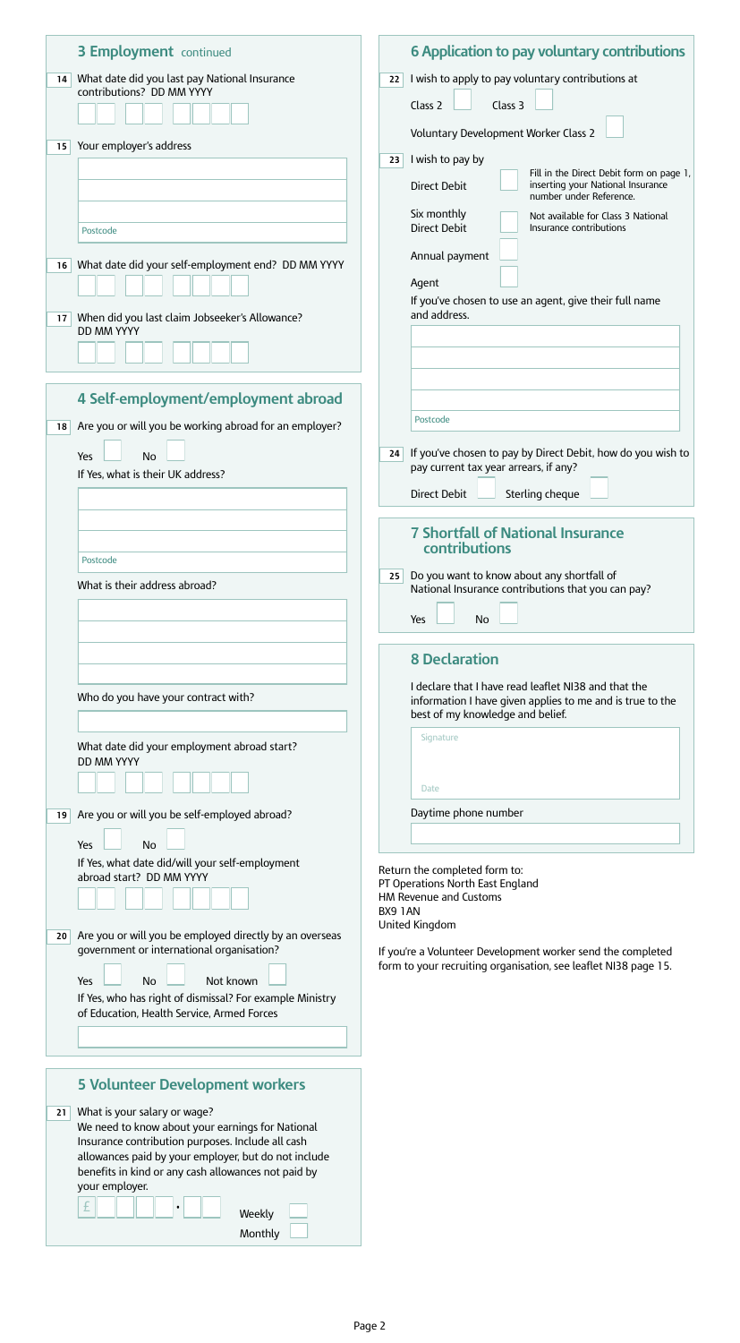## 3 Employment continued

**14** What date did you last pay National Insurance contributions? DD MM YYYY

**15** Your employer's address

Postcode

**16** What date did your self-employment end? DD MM YYYY

**17** When did you last claim Jobseeker's Allowance? DD MM YYYY

## 4 Self-employment/employment abroad

**18** Are you or will you be working abroad for an employer?

Yes ☐ No ☐

If Yes, what is their UK address?

Postcode

What is their address abroad?

Who do you have your contract with?

What date did your employment abroad start? DD MM YYYY

**19** Are you or will you be self-employed abroad?

Yes ☐ No ☐

If Yes, what date did/will your self-employment abroad start? DD MM YYYY

**20** Are you or will you be employed directly by an overseas government or international organisation?

Yes ☐ No ☐ Not known ☐

If Yes, who has right of dismissal? For example Ministry of Education, Health Service, Armed Forces

## 5 Volunteer Development workers

**21** What is your salary or wage?

We need to know about your earnings for National Insurance contribution purposes. Include all cash allowances paid by your employer, but do not include benefits in kind or any cash allowances not paid by your employer.

£ ☐☐☐☐ . ☐☐ Weekly ☐ Monthly ☐

## 6 Application to pay voluntary contributions

**22** I wish to apply to pay voluntary contributions at

Class 2 ☐ Class 3 ☐

Voluntary Development Worker Class 2 ☐

**23** I wish to pay by

Direct Debit ☐ Fill in the Direct Debit form on page 1, inserting your National Insurance number under Reference.

Six monthly Direct Debit ☐ Not available for Class 3 National Insurance contributions

Annual payment ☐

Agent ☐

If you've chosen to use an agent, give their full name and address.

Postcode

**24** If you've chosen to pay by Direct Debit, how do you wish to pay current tax year arrears, if any?

Direct Debit ☐ Sterling cheque ☐

## 7 Shortfall of National Insurance contributions

**25** Do you want to know about any shortfall of National Insurance contributions that you can pay?

Yes ☐ No ☐

## 8 Declaration

I declare that I have read leaflet NI38 and that the information I have given applies to me and is true to the best of my knowledge and belief.

Signature

Date

Daytime phone number

Return the completed form to:
PT Operations North East England
HM Revenue and Customs
BX9 1AN
United Kingdom

If you're a Volunteer Development worker send the completed form to your recruiting organisation, see leaflet NI38 page 15.